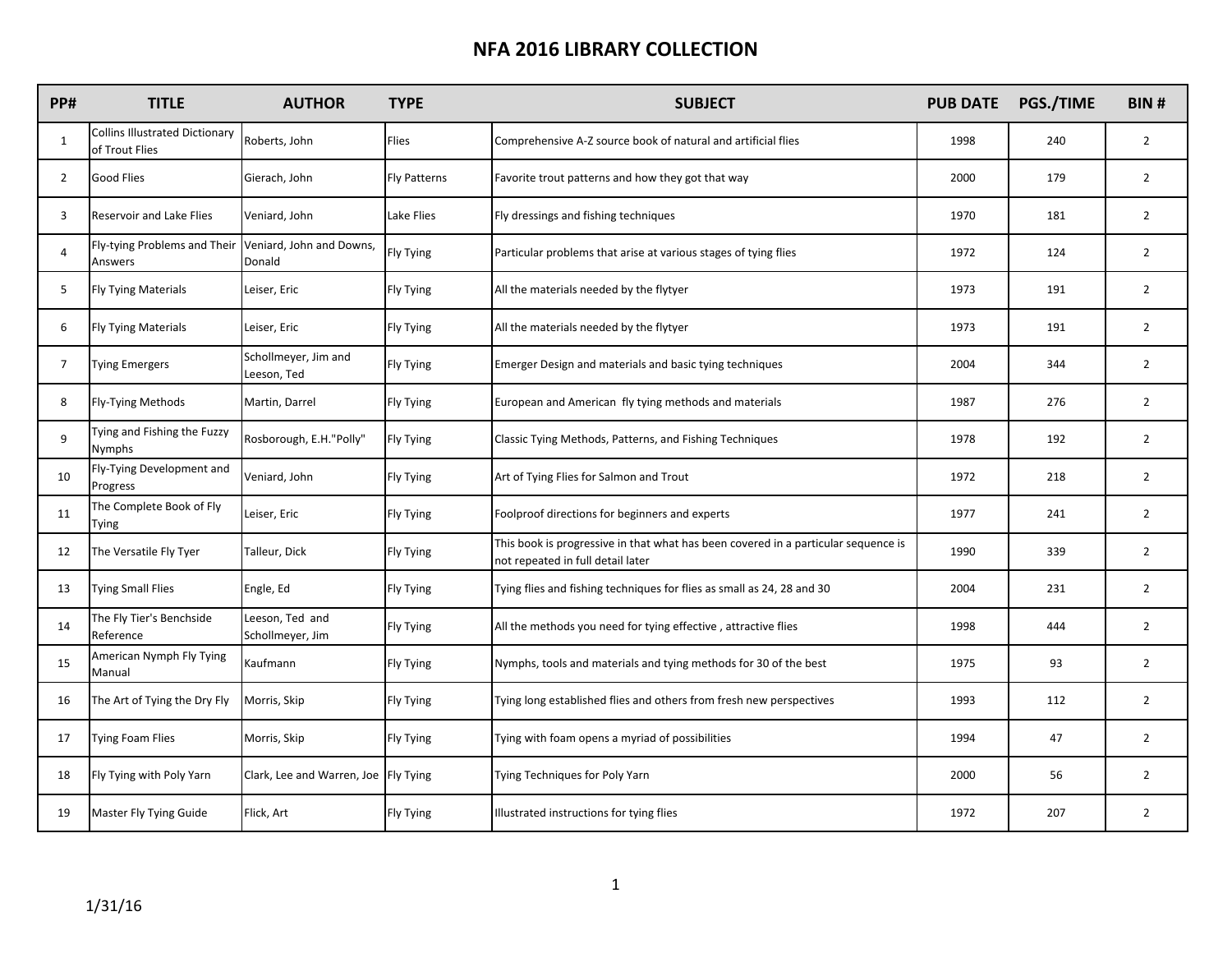# NFA 2016 LIBRARY COLLECTION

| PP# | TITLE | AUTHOR | TYPE | SUBJECT | PUB DATE | PGS./TIME | BIN # |
|---|---|---|---|---|---|---|---|
| 1 | Collins Illustrated Dictionary of Trout Flies | Roberts, John | Flies | Comprehensive A-Z source book of natural and artificial flies | 1998 | 240 | 2 |
| 2 | Good Flies | Gierach, John | Fly Patterns | Favorite trout patterns and how they got that way | 2000 | 179 | 2 |
| 3 | Reservoir and Lake Flies | Veniard, John | Lake Flies | Fly dressings and fishing techniques | 1970 | 181 | 2 |
| 4 | Fly-tying Problems and Their Answers | Veniard, John and Downs, Donald | Fly Tying | Particular problems that arise at various stages of tying flies | 1972 | 124 | 2 |
| 5 | Fly Tying Materials | Leiser, Eric | Fly Tying | All the materials needed by the flytyer | 1973 | 191 | 2 |
| 6 | Fly Tying Materials | Leiser, Eric | Fly Tying | All the materials needed by the flytyer | 1973 | 191 | 2 |
| 7 | Tying Emergers | Schollmeyer, Jim and Leeson, Ted | Fly Tying | Emerger Design and materials and basic tying techniques | 2004 | 344 | 2 |
| 8 | Fly-Tying Methods | Martin, Darrel | Fly Tying | European and American fly tying methods and materials | 1987 | 276 | 2 |
| 9 | Tying and Fishing the Fuzzy Nymphs | Rosborough, E.H."Polly" | Fly Tying | Classic Tying Methods, Patterns, and Fishing Techniques | 1978 | 192 | 2 |
| 10 | Fly-Tying Development and Progress | Veniard, John | Fly Tying | Art of Tying Flies for Salmon and Trout | 1972 | 218 | 2 |
| 11 | The Complete Book of Fly Tying | Leiser, Eric | Fly Tying | Foolproof directions for beginners and experts | 1977 | 241 | 2 |
| 12 | The Versatile Fly Tyer | Talleur, Dick | Fly Tying | This book is progressive in that what has been covered in a particular sequence is not repeated in full detail later | 1990 | 339 | 2 |
| 13 | Tying Small Flies | Engle, Ed | Fly Tying | Tying flies and fishing techniques for flies as small as 24, 28 and 30 | 2004 | 231 | 2 |
| 14 | The Fly Tier's Benchside Reference | Leeson, Ted and Schollmeyer, Jim | Fly Tying | All the methods you need for tying effective , attractive flies | 1998 | 444 | 2 |
| 15 | American Nymph Fly Tying Manual | Kaufmann | Fly Tying | Nymphs, tools and materials and tying methods for 30 of the best | 1975 | 93 | 2 |
| 16 | The Art of Tying the Dry Fly | Morris, Skip | Fly Tying | Tying long established flies and others from fresh new perspectives | 1993 | 112 | 2 |
| 17 | Tying Foam Flies | Morris, Skip | Fly Tying | Tying with foam opens a myriad of possibilities | 1994 | 47 | 2 |
| 18 | Fly Tying with Poly Yarn | Clark, Lee and Warren, Joe | Fly Tying | Tying Techniques for Poly Yarn | 2000 | 56 | 2 |
| 19 | Master Fly Tying Guide | Flick, Art | Fly Tying | Illustrated instructions for tying flies | 1972 | 207 | 2 |

1/31/16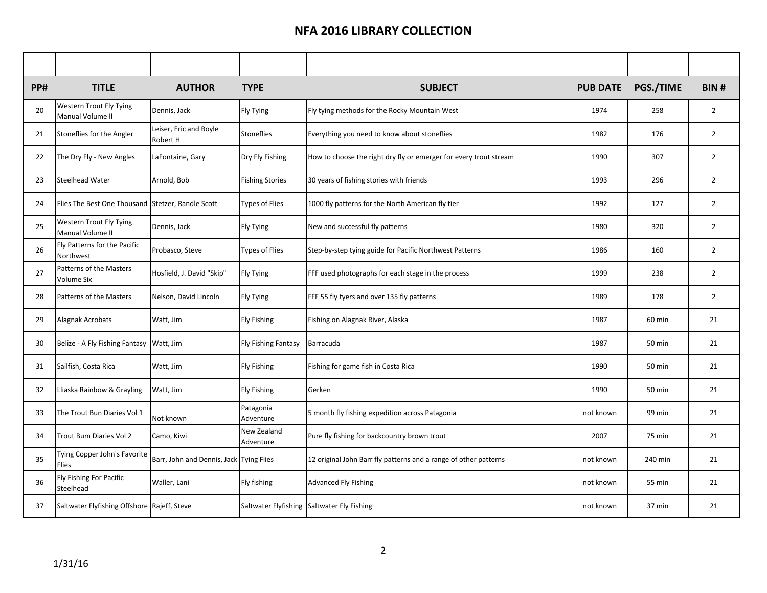# NFA 2016 LIBRARY COLLECTION

| PP# | TITLE | AUTHOR | TYPE | SUBJECT | PUB DATE | PGS./TIME | BIN # |
|---|---|---|---|---|---|---|---|
| 20 | Western Trout Fly Tying Manual Volume II | Dennis, Jack | Fly Tying | Fly tying methods for the Rocky Mountain West | 1974 | 258 | 2 |
| 21 | Stoneflies for the Angler | Leiser, Eric and Boyle Robert H | Stoneflies | Everything you need to know about stoneflies | 1982 | 176 | 2 |
| 22 | The Dry Fly - New Angles | LaFontaine, Gary | Dry Fly Fishing | How to choose the right dry fly or emerger for every trout stream | 1990 | 307 | 2 |
| 23 | Steelhead Water | Arnold, Bob | Fishing Stories | 30 years of fishing stories with friends | 1993 | 296 | 2 |
| 24 | Flies The Best One Thousand | Stetzer, Randle Scott | Types of Flies | 1000 fly patterns for the North American fly tier | 1992 | 127 | 2 |
| 25 | Western Trout Fly Tying Manual Volume II | Dennis, Jack | Fly Tying | New and successful fly patterns | 1980 | 320 | 2 |
| 26 | Fly Patterns for the Pacific Northwest | Probasco, Steve | Types of Flies | Step-by-step tying guide for Pacific Northwest Patterns | 1986 | 160 | 2 |
| 27 | Patterns of the Masters Volume Six | Hosfield, J. David "Skip" | Fly Tying | FFF used photographs for each stage in the process | 1999 | 238 | 2 |
| 28 | Patterns of the Masters | Nelson, David Lincoln | Fly Tying | FFF 55 fly tyers and over 135 fly patterns | 1989 | 178 | 2 |
| 29 | Alagnak Acrobats | Watt, Jim | Fly Fishing | Fishing on Alagnak River, Alaska | 1987 | 60 min | 21 |
| 30 | Belize - A Fly Fishing Fantasy | Watt, Jim | Fly Fishing Fantasy | Barracuda | 1987 | 50 min | 21 |
| 31 | Sailfish, Costa Rica | Watt, Jim | Fly Fishing | Fishing for game fish in Costa Rica | 1990 | 50 min | 21 |
| 32 | Lliaska Rainbow & Grayling | Watt, Jim | Fly Fishing | Gerken | 1990 | 50 min | 21 |
| 33 | The Trout Bun Diaries Vol 1 | Not known | Patagonia Adventure | 5 month fly fishing expedition across Patagonia | not known | 99 min | 21 |
| 34 | Trout Bum Diaries Vol 2 | Camo, Kiwi | New Zealand Adventure | Pure fly fishing for backcountry brown trout | 2007 | 75 min | 21 |
| 35 | Tying Copper John's Favorite Flies | Barr, John and Dennis, Jack | Tying Flies | 12 original John Barr fly patterns and a range of other patterns | not known | 240 min | 21 |
| 36 | Fly Fishing For Pacific Steelhead | Waller, Lani | Fly fishing | Advanced Fly Fishing | not known | 55 min | 21 |
| 37 | Saltwater Flyfishing Offshore | Rajeff, Steve | Saltwater Flyfishing | Saltwater Fly Fishing | not known | 37 min | 21 |

1/31/16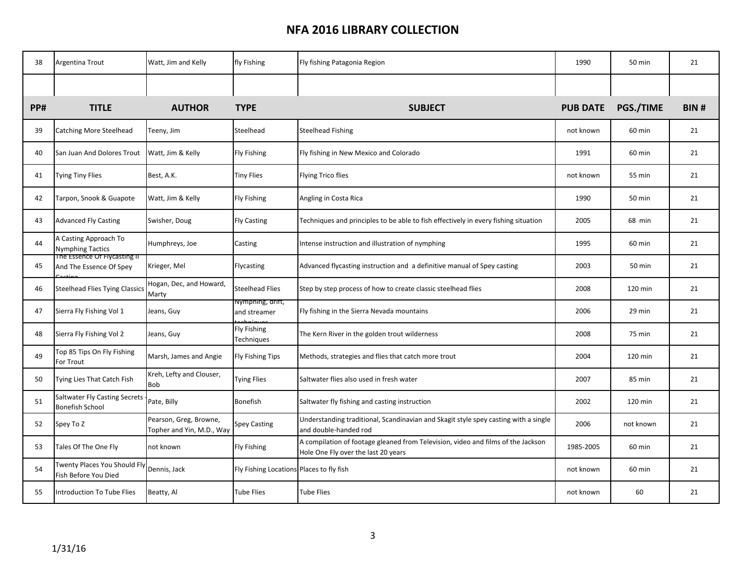# NFA 2016 LIBRARY COLLECTION

| PP# | TITLE | AUTHOR | TYPE | SUBJECT | PUB DATE | PGS./TIME | BIN # |
|---|---|---|---|---|---|---|---|
| 38 | Argentina Trout | Watt, Jim and Kelly | fly Fishing | Fly fishing Patagonia Region | 1990 | 50 min | 21 |
| | | | | | | | |
| 39 | Catching More Steelhead | Teeny, Jim | Steelhead | Steelhead Fishing | not known | 60 min | 21 |
| 40 | San Juan And Dolores Trout | Watt, Jim & Kelly | Fly Fishing | Fly fishing in New Mexico and Colorado | 1991 | 60 min | 21 |
| 41 | Tying Tiny Flies | Best, A.K. | Tiny Flies | Flying Trico flies | not known | 55 min | 21 |
| 42 | Tarpon, Snook & Guapote | Watt, Jim & Kelly | Fly Fishing | Angling in Costa Rica | 1990 | 50 min | 21 |
| 43 | Advanced Fly Casting | Swisher, Doug | Fly Casting | Techniques and principles to be able to fish effectively in every fishing situation | 2005 | 68 min | 21 |
| 44 | A Casting Approach To Nymphing Tactics | Humphreys, Joe | Casting | Intense instruction and illustration of nymphing | 1995 | 60 min | 21 |
| 45 | The Essence Of Flycasting II And The Essence Of Spey Casting | Krieger, Mel | Flycasting | Advanced flycasting instruction and a definitive manual of Spey casting | 2003 | 50 min | 21 |
| 46 | Steelhead Flies Tying Classics | Hogan, Dec, and Howard, Marty | Steelhead Flies | Step by step process of how to create classic steelhead flies | 2008 | 120 min | 21 |
| 47 | Sierra Fly Fishing Vol 1 | Jeans, Guy | Nymphing, drift, and streamer techniques | Fly fishing in the Sierra Nevada mountains | 2006 | 29 min | 21 |
| 48 | Sierra Fly Fishing Vol 2 | Jeans, Guy | Fly Fishing Techniques | The Kern River in the golden trout wilderness | 2008 | 75 min | 21 |
| 49 | Top 85 Tips On Fly Fishing For Trout | Marsh, James and Angie | Fly Fishing Tips | Methods, strategies and flies that catch more trout | 2004 | 120 min | 21 |
| 50 | Tying Lies That Catch Fish | Kreh, Lefty and Clouser, Bob | Tying Flies | Saltwater flies also used in fresh water | 2007 | 85 min | 21 |
| 51 | Saltwater Fly Casting Secrets - Bonefish School | Pate, Billy | Bonefish | Saltwater fly fishing and casting instruction | 2002 | 120 min | 21 |
| 52 | Spey To Z | Pearson, Greg, Browne, Topher and Yin, M.D., Way | Spey Casting | Understanding traditional, Scandinavian and Skagit style spey casting with a single and double-handed rod | 2006 | not known | 21 |
| 53 | Tales Of The One Fly | not known | Fly Fishing | A compilation of footage gleaned from Television, video and films of the Jackson Hole One Fly over the last 20 years | 1985-2005 | 60 min | 21 |
| 54 | Twenty Places You Should Fly Fish Before You Died | Dennis, Jack | Fly Fishing Locations | Places to fly fish | not known | 60 min | 21 |
| 55 | Introduction To Tube Flies | Beatty, Al | Tube Flies | Tube Flies | not known | 60 | 21 |

1/31/16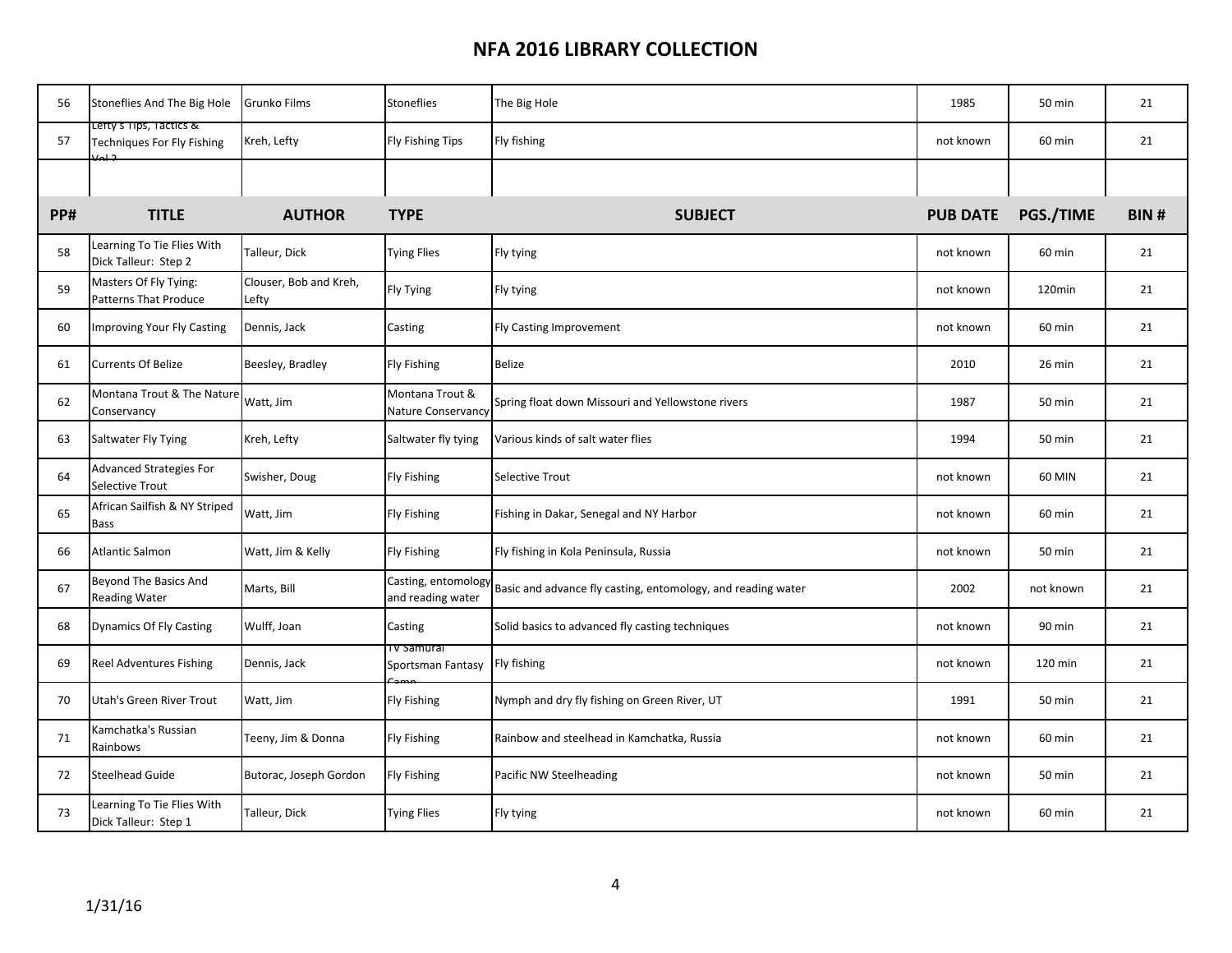# NFA 2016 LIBRARY COLLECTION

| PP# | TITLE | AUTHOR | TYPE | SUBJECT | PUB DATE | PGS./TIME | BIN # |
|---|---|---|---|---|---|---|---|
| 56 | Stoneflies And The Big Hole | Grunko Films | Stoneflies | The Big Hole | 1985 | 50 min | 21 |
| 57 | Lefty's Tips, Tactics & Techniques For Fly Fishing Vol 2 | Kreh, Lefty | Fly Fishing Tips | Fly fishing | not known | 60 min | 21 |
| | | | | | | | |
| 58 | Learning To Tie Flies With Dick Talleur: Step 2 | Talleur, Dick | Tying Flies | Fly tying | not known | 60 min | 21 |
| 59 | Masters Of Fly Tying: Patterns That Produce | Clouser, Bob and Kreh, Lefty | Fly Tying | Fly tying | not known | 120min | 21 |
| 60 | Improving Your Fly Casting | Dennis, Jack | Casting | Fly Casting Improvement | not known | 60 min | 21 |
| 61 | Currents Of Belize | Beesley, Bradley | Fly Fishing | Belize | 2010 | 26 min | 21 |
| 62 | Montana Trout & The Nature Conservancy | Watt, Jim | Montana Trout & Nature Conservancy | Spring float down Missouri and Yellowstone rivers | 1987 | 50 min | 21 |
| 63 | Saltwater Fly Tying | Kreh, Lefty | Saltwater fly tying | Various kinds of salt water flies | 1994 | 50 min | 21 |
| 64 | Advanced Strategies For Selective Trout | Swisher, Doug | Fly Fishing | Selective Trout | not known | 60 MIN | 21 |
| 65 | African Sailfish & NY Striped Bass | Watt, Jim | Fly Fishing | Fishing in Dakar, Senegal and NY Harbor | not known | 60 min | 21 |
| 66 | Atlantic Salmon | Watt, Jim & Kelly | Fly Fishing | Fly fishing in Kola Peninsula, Russia | not known | 50 min | 21 |
| 67 | Beyond The Basics And Reading Water | Marts, Bill | Casting, entomology and reading water | Basic and advance fly casting, entomology, and reading water | 2002 | not known | 21 |
| 68 | Dynamics Of Fly Casting | Wulff, Joan | Casting | Solid basics to advanced fly casting techniques | not known | 90 min | 21 |
| 69 | Reel Adventures Fishing | Dennis, Jack | TV Samurai Sportsman Fantasy Camp | Fly fishing | not known | 120 min | 21 |
| 70 | Utah's Green River Trout | Watt, Jim | Fly Fishing | Nymph and dry fly fishing on Green River, UT | 1991 | 50 min | 21 |
| 71 | Kamchatka's Russian Rainbows | Teeny, Jim & Donna | Fly Fishing | Rainbow and steelhead in Kamchatka, Russia | not known | 60 min | 21 |
| 72 | Steelhead Guide | Butorac, Joseph Gordon | Fly Fishing | Pacific NW Steelheading | not known | 50 min | 21 |
| 73 | Learning To Tie Flies With Dick Talleur: Step 1 | Talleur, Dick | Tying Flies | Fly tying | not known | 60 min | 21 |

1/31/16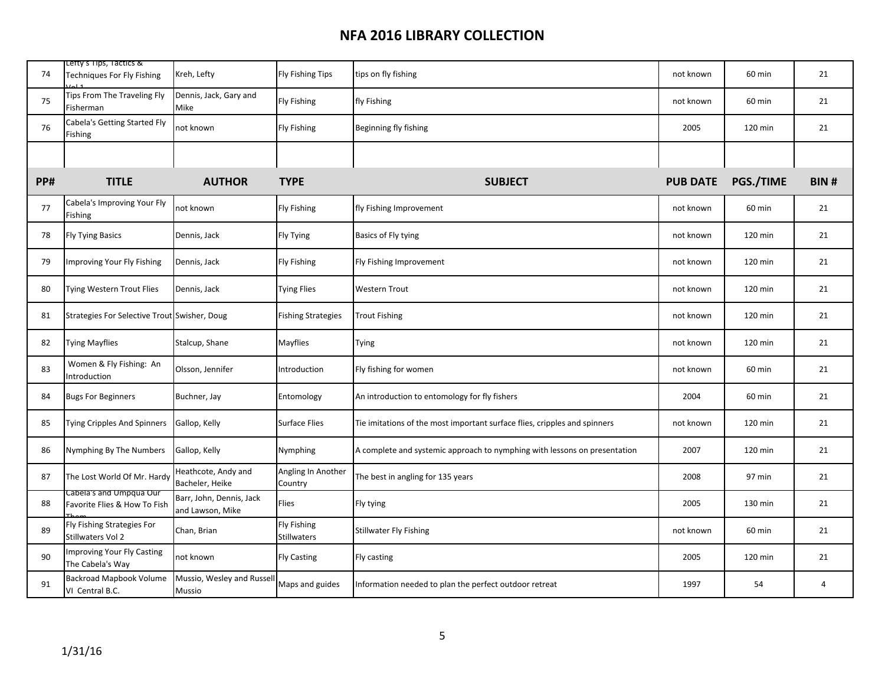# NFA 2016 LIBRARY COLLECTION

| PP# | TITLE | AUTHOR | TYPE | SUBJECT | PUB DATE | PGS./TIME | BIN # |
|---|---|---|---|---|---|---|---|
| 74 | Lefty's Tips, Tactics & Techniques For Fly Fishing Vol 1 | Kreh, Lefty | Fly Fishing Tips | tips on fly fishing | not known | 60 min | 21 |
| 75 | Tips From The Traveling Fly Fisherman | Dennis, Jack, Gary and Mike | Fly Fishing | fly Fishing | not known | 60 min | 21 |
| 76 | Cabela's Getting Started Fly Fishing | not known | Fly Fishing | Beginning fly fishing | 2005 | 120 min | 21 |
| | | | | | | | |
| 77 | Cabela's Improving Your Fly Fishing | not known | Fly Fishing | fly Fishing Improvement | not known | 60 min | 21 |
| 78 | Fly Tying Basics | Dennis, Jack | Fly Tying | Basics of Fly tying | not known | 120 min | 21 |
| 79 | Improving Your Fly Fishing | Dennis, Jack | Fly Fishing | Fly Fishing Improvement | not known | 120 min | 21 |
| 80 | Tying Western Trout Flies | Dennis, Jack | Tying Flies | Western Trout | not known | 120 min | 21 |
| 81 | Strategies For Selective Trout | Swisher, Doug | Fishing Strategies | Trout Fishing | not known | 120 min | 21 |
| 82 | Tying Mayflies | Stalcup, Shane | Mayflies | Tying | not known | 120 min | 21 |
| 83 | Women & Fly Fishing: An Introduction | Olsson, Jennifer | Introduction | Fly fishing for women | not known | 60 min | 21 |
| 84 | Bugs For Beginners | Buchner, Jay | Entomology | An introduction to entomology for fly fishers | 2004 | 60 min | 21 |
| 85 | Tying Cripples And Spinners | Gallop, Kelly | Surface Flies | Tie imitations of the most important surface flies, cripples and spinners | not known | 120 min | 21 |
| 86 | Nymphing By The Numbers | Gallop, Kelly | Nymphing | A complete and systemic approach to nymphing with lessons on presentation | 2007 | 120 min | 21 |
| 87 | The Lost World Of Mr. Hardy | Heathcote, Andy and Bacheler, Heike | Angling In Another Country | The best in angling for 135 years | 2008 | 97 min | 21 |
| 88 | Cabela's and Umpqua Our Favorite Flies & How To Fish Them | Barr, John, Dennis, Jack and Lawson, Mike | Flies | Fly tying | 2005 | 130 min | 21 |
| 89 | Fly Fishing Strategies For Stillwaters Vol 2 | Chan, Brian | Fly Fishing Stillwaters | Stillwater Fly Fishing | not known | 60 min | 21 |
| 90 | Improving Your Fly Casting The Cabela's Way | not known | Fly Casting | Fly casting | 2005 | 120 min | 21 |
| 91 | Backroad Mapbook Volume VI Central B.C. | Mussio, Wesley and Russell Mussio | Maps and guides | Information needed to plan the perfect outdoor retreat | 1997 | 54 | 4 |

1/31/16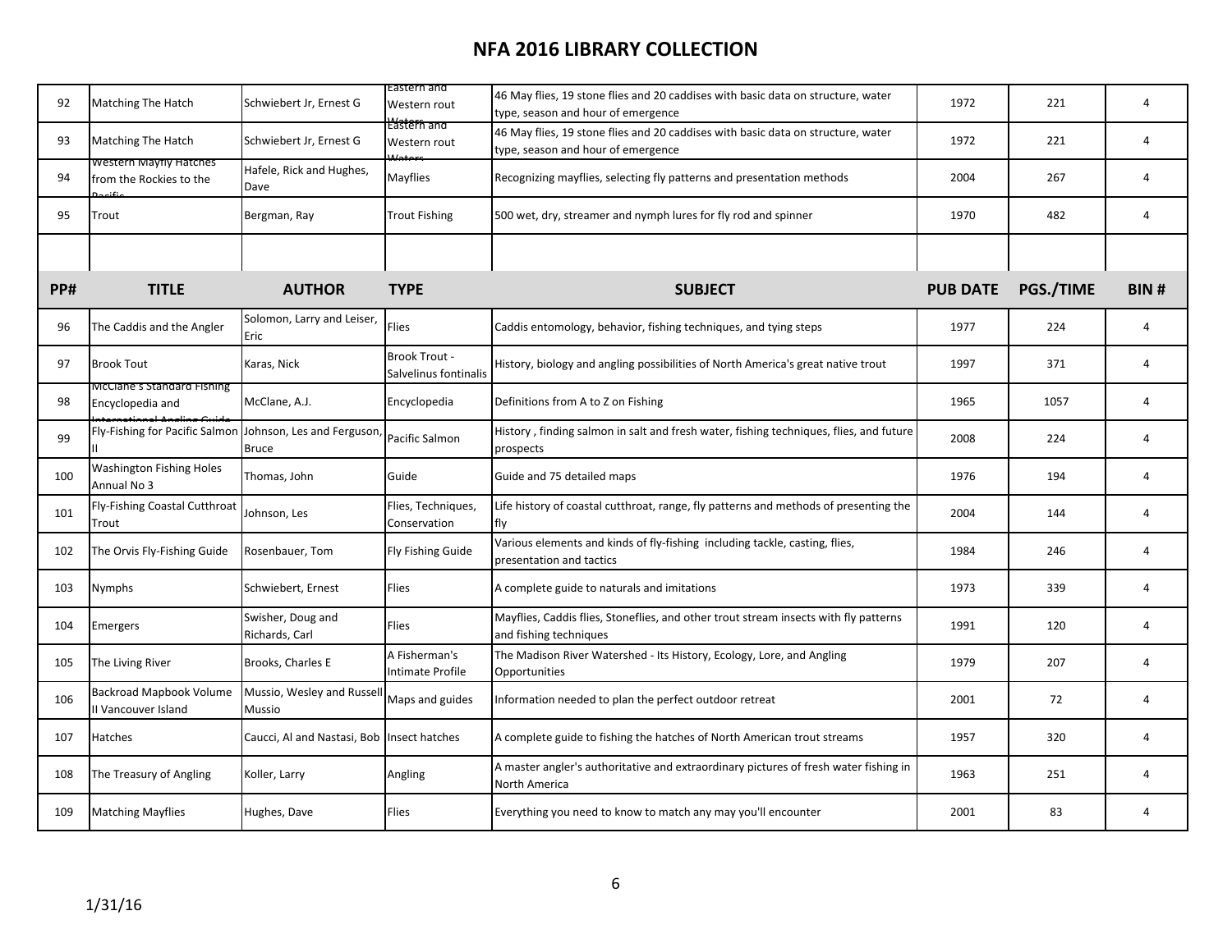# NFA 2016 LIBRARY COLLECTION

| PP# | TITLE | AUTHOR | TYPE | SUBJECT | PUB DATE | PGS./TIME | BIN # |
|---|---|---|---|---|---|---|---|
| 92 | Matching The Hatch | Schwiebert Jr, Ernest G | Eastern and Western rout Waters | 46 May flies, 19 stone flies and 20 caddises with basic data on structure, water type, season and hour of emergence | 1972 | 221 | 4 |
| 93 | Matching The Hatch | Schwiebert Jr, Ernest G | Eastern and Western rout Waters | 46 May flies, 19 stone flies and 20 caddises with basic data on structure, water type, season and hour of emergence | 1972 | 221 | 4 |
| 94 | Western Mayfly Hatches from the Rockies to the Pacific | Hafele, Rick and Hughes, Dave | Mayflies | Recognizing mayflies, selecting fly patterns and presentation methods | 2004 | 267 | 4 |
| 95 | Trout | Bergman, Ray | Trout Fishing | 500 wet, dry, streamer and nymph lures for fly rod and spinner | 1970 | 482 | 4 |
| | | | | | | | |
| 96 | The Caddis and the Angler | Solomon, Larry and Leiser, Eric | Flies | Caddis entomology, behavior, fishing techniques, and tying steps | 1977 | 224 | 4 |
| 97 | Brook Tout | Karas, Nick | Brook Trout - Salvelinus fontinalis | History, biology and angling possibilities of North America's great native trout | 1997 | 371 | 4 |
| 98 | McClane's Standard Fishing Encyclopedia and International Angling Guide | McClane, A.J. | Encyclopedia | Definitions from A to Z on Fishing | 1965 | 1057 | 4 |
| 99 | Fly-Fishing for Pacific Salmon II | Johnson, Les and Ferguson, Bruce | Pacific Salmon | History , finding salmon in salt and fresh water, fishing techniques, flies, and future prospects | 2008 | 224 | 4 |
| 100 | Washington Fishing Holes Annual No 3 | Thomas, John | Guide | Guide and 75 detailed maps | 1976 | 194 | 4 |
| 101 | Fly-Fishing Coastal Cutthroat Trout | Johnson, Les | Flies, Techniques, Conservation | Life history of coastal cutthroat, range, fly patterns and methods of presenting the fly | 2004 | 144 | 4 |
| 102 | The Orvis Fly-Fishing Guide | Rosenbauer, Tom | Fly Fishing Guide | Various elements and kinds of fly-fishing including tackle, casting, flies, presentation and tactics | 1984 | 246 | 4 |
| 103 | Nymphs | Schwiebert, Ernest | Flies | A complete guide to naturals and imitations | 1973 | 339 | 4 |
| 104 | Emergers | Swisher, Doug and Richards, Carl | Flies | Mayflies, Caddis flies, Stoneflies, and other trout stream insects with fly patterns and fishing techniques | 1991 | 120 | 4 |
| 105 | The Living River | Brooks, Charles E | A Fisherman's Intimate Profile | The Madison River Watershed - Its History, Ecology, Lore, and Angling Opportunities | 1979 | 207 | 4 |
| 106 | Backroad Mapbook Volume II Vancouver Island | Mussio, Wesley and Russell Mussio | Maps and guides | Information needed to plan the perfect outdoor retreat | 2001 | 72 | 4 |
| 107 | Hatches | Caucci, Al and Nastasi, Bob | Insect hatches | A complete guide to fishing the hatches of North American trout streams | 1957 | 320 | 4 |
| 108 | The Treasury of Angling | Koller, Larry | Angling | A master angler's authoritative and extraordinary pictures of fresh water fishing in North America | 1963 | 251 | 4 |
| 109 | Matching Mayflies | Hughes, Dave | Flies | Everything you need to know to match any may you'll encounter | 2001 | 83 | 4 |

1/31/16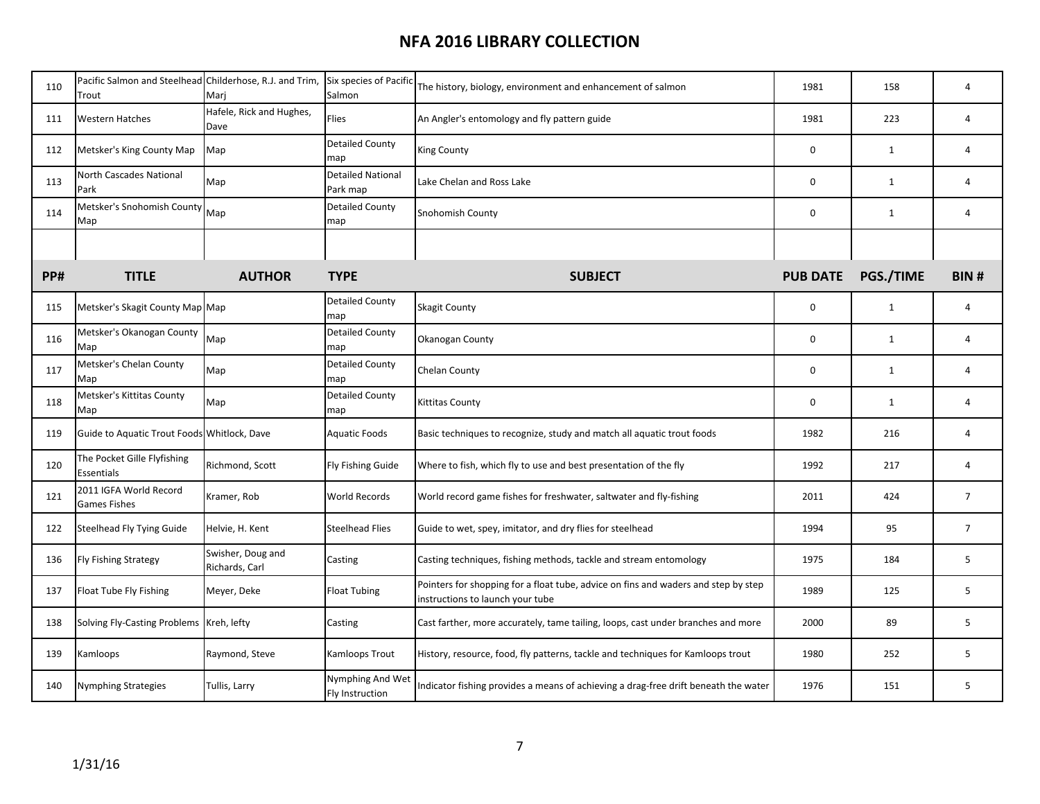# NFA 2016 LIBRARY COLLECTION

| PP# | TITLE | AUTHOR | TYPE | SUBJECT | PUB DATE | PGS./TIME | BIN # |
|---|---|---|---|---|---|---|---|
| 110 | Pacific Salmon and Steelhead Trout | Childerhose, R.J. and Trim, Marj | Six species of Pacific Salmon | The history, biology, environment and enhancement of salmon | 1981 | 158 | 4 |
| 111 | Western Hatches | Hafele, Rick and Hughes, Dave | Flies | An Angler's entomology and fly pattern guide | 1981 | 223 | 4 |
| 112 | Metsker's King County Map | Map | Detailed County map | King County | 0 | 1 | 4 |
| 113 | North Cascades National Park | Map | Detailed National Park map | Lake Chelan and Ross Lake | 0 | 1 | 4 |
| 114 | Metsker's Snohomish County Map | Map | Detailed County map | Snohomish County | 0 | 1 | 4 |
| | | | | | | | |
| 115 | Metsker's Skagit County Map | Map | Detailed County map | Skagit County | 0 | 1 | 4 |
| 116 | Metsker's Okanogan County Map | Map | Detailed County map | Okanogan County | 0 | 1 | 4 |
| 117 | Metsker's Chelan County Map | Map | Detailed County map | Chelan County | 0 | 1 | 4 |
| 118 | Metsker's Kittitas County Map | Map | Detailed County map | Kittitas County | 0 | 1 | 4 |
| 119 | Guide to Aquatic Trout Foods | Whitlock, Dave | Aquatic Foods | Basic techniques to recognize, study and match all aquatic trout foods | 1982 | 216 | 4 |
| 120 | The Pocket Gille Flyfishing Essentials | Richmond, Scott | Fly Fishing Guide | Where to fish, which fly to use and best presentation of the fly | 1992 | 217 | 4 |
| 121 | 2011 IGFA World Record Games Fishes | Kramer, Rob | World Records | World record game fishes for freshwater, saltwater and fly-fishing | 2011 | 424 | 7 |
| 122 | Steelhead Fly Tying Guide | Helvie, H. Kent | Steelhead Flies | Guide to wet, spey, imitator, and dry flies for steelhead | 1994 | 95 | 7 |
| 136 | Fly Fishing Strategy | Swisher, Doug and Richards, Carl | Casting | Casting techniques, fishing methods, tackle and stream entomology | 1975 | 184 | 5 |
| 137 | Float Tube Fly Fishing | Meyer, Deke | Float Tubing | Pointers for shopping for a float tube, advice on fins and waders and step by step instructions to launch your tube | 1989 | 125 | 5 |
| 138 | Solving Fly-Casting Problems | Kreh, lefty | Casting | Cast farther, more accurately, tame tailing, loops, cast under branches and more | 2000 | 89 | 5 |
| 139 | Kamloops | Raymond, Steve | Kamloops Trout | History, resource, food, fly patterns, tackle and techniques for Kamloops trout | 1980 | 252 | 5 |
| 140 | Nymphing Strategies | Tullis, Larry | Nymphing And Wet Fly Instruction | Indicator fishing provides a means of achieving a drag-free drift beneath the water | 1976 | 151 | 5 |

1/31/16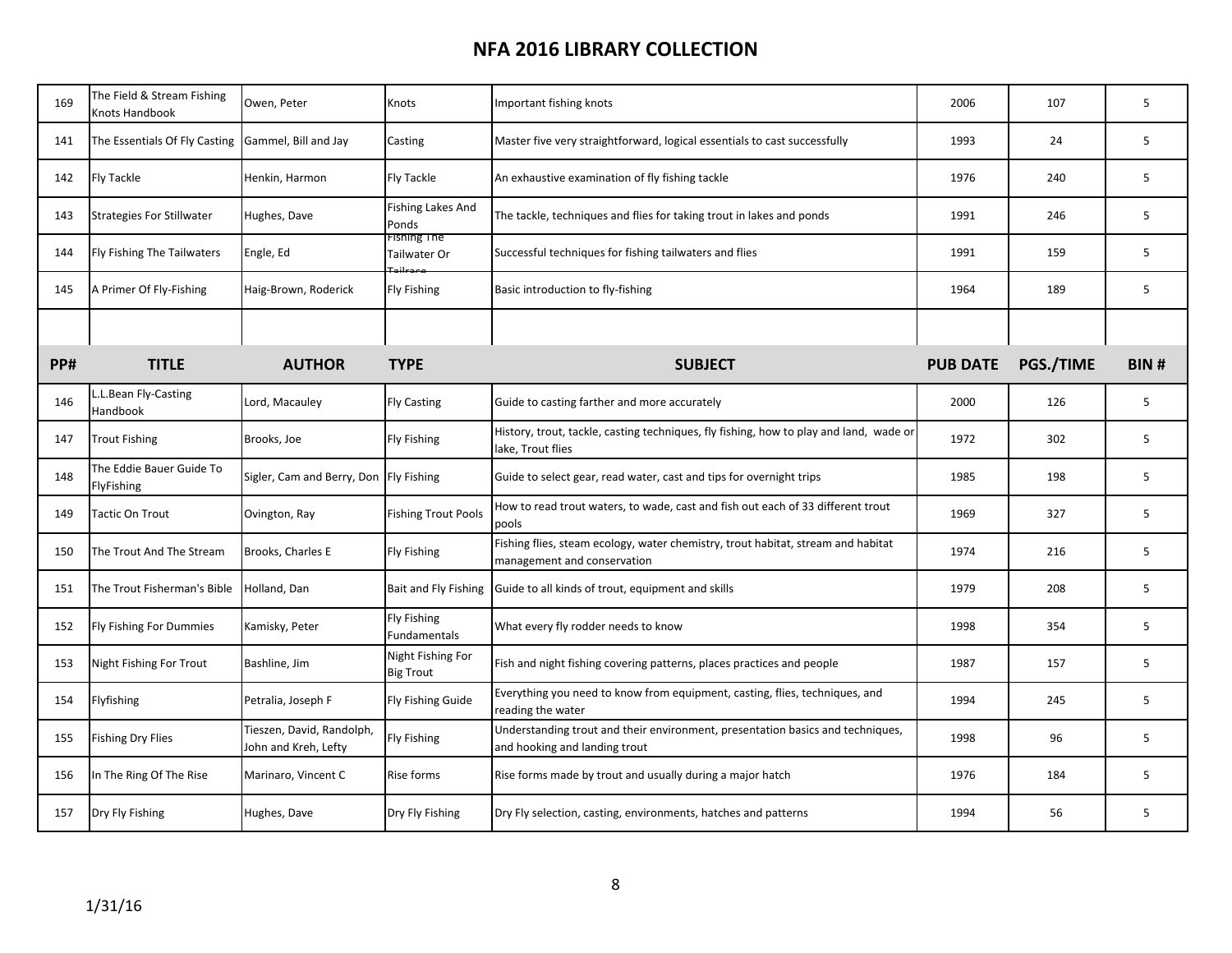# NFA 2016 LIBRARY COLLECTION

| PP# | TITLE | AUTHOR | TYPE | SUBJECT | PUB DATE | PGS./TIME | BIN # |
|---|---|---|---|---|---|---|---|
| 169 | The Field & Stream Fishing Knots Handbook | Owen, Peter | Knots | Important fishing knots | 2006 | 107 | 5 |
| 141 | The Essentials Of Fly Casting | Gammel, Bill and Jay | Casting | Master five very straightforward, logical essentials to cast successfully | 1993 | 24 | 5 |
| 142 | Fly Tackle | Henkin, Harmon | Fly Tackle | An exhaustive examination of fly fishing tackle | 1976 | 240 | 5 |
| 143 | Strategies For Stillwater | Hughes, Dave | Fishing Lakes And Ponds | The tackle, techniques and flies for taking trout in lakes and ponds | 1991 | 246 | 5 |
| 144 | Fly Fishing The Tailwaters | Engle, Ed | Fishing The Tailwater Or Tailrace | Successful techniques for fishing tailwaters and flies | 1991 | 159 | 5 |
| 145 | A Primer Of Fly-Fishing | Haig-Brown, Roderick | Fly Fishing | Basic introduction to fly-fishing | 1964 | 189 | 5 |
| | | | | | | | |
| 146 | L.L.Bean Fly-Casting Handbook | Lord, Macauley | Fly Casting | Guide to casting farther and more accurately | 2000 | 126 | 5 |
| 147 | Trout Fishing | Brooks, Joe | Fly Fishing | History, trout, tackle, casting techniques, fly fishing, how to play and land, wade or lake, Trout flies | 1972 | 302 | 5 |
| 148 | The Eddie Bauer Guide To FlyFishing | Sigler, Cam and Berry, Don | Fly Fishing | Guide to select gear, read water, cast and tips for overnight trips | 1985 | 198 | 5 |
| 149 | Tactic On Trout | Ovington, Ray | Fishing Trout Pools | How to read trout waters, to wade, cast and fish out each of 33 different trout pools | 1969 | 327 | 5 |
| 150 | The Trout And The Stream | Brooks, Charles E | Fly Fishing | Fishing flies, steam ecology, water chemistry, trout habitat, stream and habitat management and conservation | 1974 | 216 | 5 |
| 151 | The Trout Fisherman's Bible | Holland, Dan | Bait and Fly Fishing | Guide to all kinds of trout, equipment and skills | 1979 | 208 | 5 |
| 152 | Fly Fishing For Dummies | Kamisky, Peter | Fly Fishing Fundamentals | What every fly rodder needs to know | 1998 | 354 | 5 |
| 153 | Night Fishing For Trout | Bashline, Jim | Night Fishing For Big Trout | Fish and night fishing covering patterns, places practices and people | 1987 | 157 | 5 |
| 154 | Flyfishing | Petralia, Joseph F | Fly Fishing Guide | Everything you need to know from equipment, casting, flies, techniques, and reading the water | 1994 | 245 | 5 |
| 155 | Fishing Dry Flies | Tieszen, David, Randolph, John and Kreh, Lefty | Fly Fishing | Understanding trout and their environment, presentation basics and techniques, and hooking and landing trout | 1998 | 96 | 5 |
| 156 | In The Ring Of The Rise | Marinaro, Vincent C | Rise forms | Rise forms made by trout and usually during a major hatch | 1976 | 184 | 5 |
| 157 | Dry Fly Fishing | Hughes, Dave | Dry Fly Fishing | Dry Fly selection, casting, environments, hatches and patterns | 1994 | 56 | 5 |

1/31/16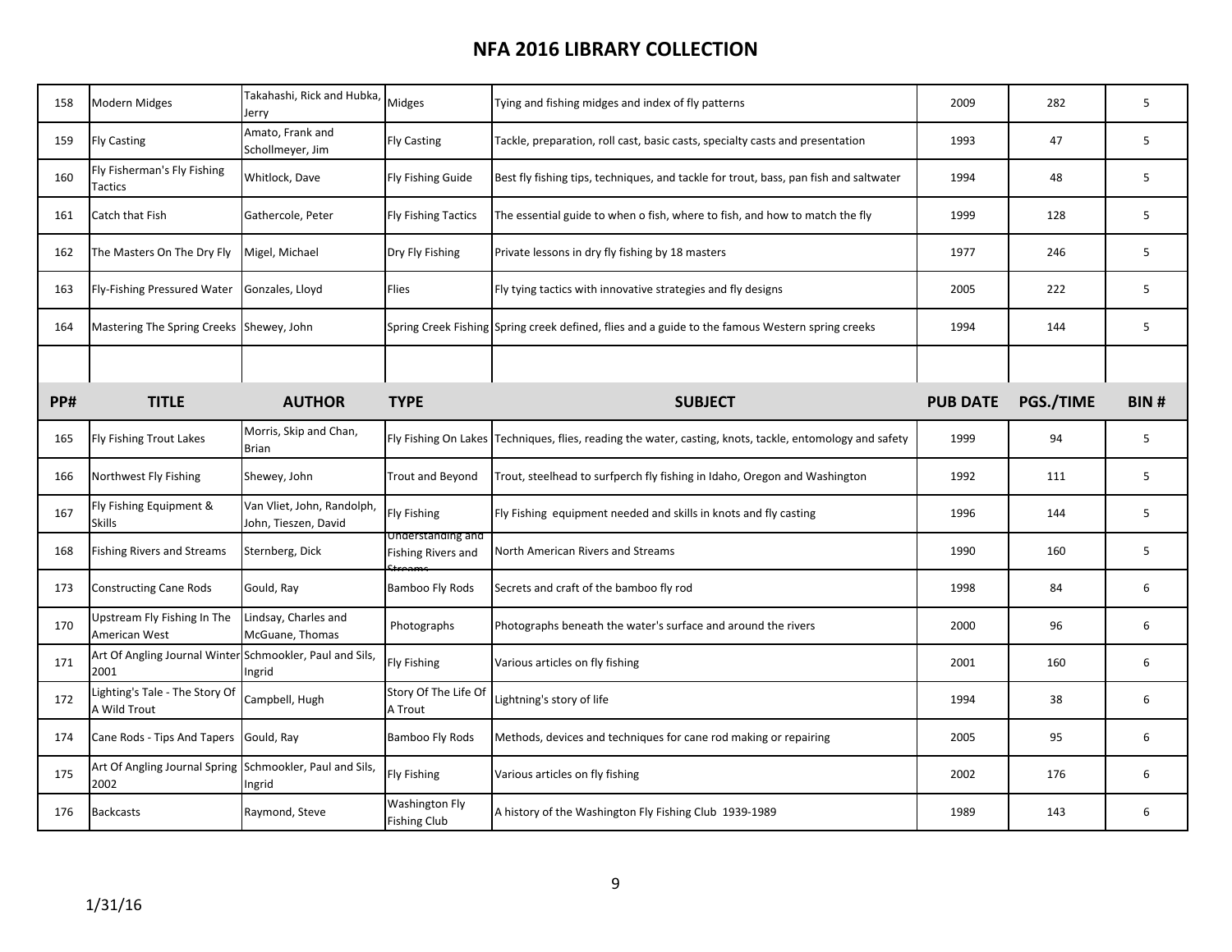# NFA 2016 LIBRARY COLLECTION

| PP# | TITLE | AUTHOR | TYPE | SUBJECT | PUB DATE | PGS./TIME | BIN # |
|---|---|---|---|---|---|---|---|
| 158 | Modern Midges | Takahashi, Rick and Hubka, Jerry | Midges | Tying and fishing midges and index of fly patterns | 2009 | 282 | 5 |
| 159 | Fly Casting | Amato, Frank and Schollmeyer, Jim | Fly Casting | Tackle, preparation, roll cast, basic casts, specialty casts and presentation | 1993 | 47 | 5 |
| 160 | Fly Fisherman's Fly Fishing Tactics | Whitlock, Dave | Fly Fishing Guide | Best fly fishing tips, techniques, and tackle for trout, bass, pan fish and saltwater | 1994 | 48 | 5 |
| 161 | Catch that Fish | Gathercole, Peter | Fly Fishing Tactics | The essential guide to when o fish, where to fish, and how to match the fly | 1999 | 128 | 5 |
| 162 | The Masters On The Dry Fly | Migel, Michael | Dry Fly Fishing | Private lessons in dry fly fishing by 18 masters | 1977 | 246 | 5 |
| 163 | Fly-Fishing Pressured Water | Gonzales, Lloyd | Flies | Fly tying tactics with innovative strategies and fly designs | 2005 | 222 | 5 |
| 164 | Mastering The Spring Creeks | Shewey, John | Spring Creek Fishing | Spring creek defined, flies and a guide to the famous Western spring creeks | 1994 | 144 | 5 |
| | | | | | | | |
| 165 | Fly Fishing Trout Lakes | Morris, Skip and Chan, Brian | Fly Fishing On Lakes | Techniques, flies, reading the water, casting, knots, tackle, entomology and safety | 1999 | 94 | 5 |
| 166 | Northwest Fly Fishing | Shewey, John | Trout and Beyond | Trout, steelhead to surfperch fly fishing in Idaho, Oregon and Washington | 1992 | 111 | 5 |
| 167 | Fly Fishing Equipment & Skills | Van Vliet, John, Randolph, John, Tieszen, David | Fly Fishing | Fly Fishing equipment needed and skills in knots and fly casting | 1996 | 144 | 5 |
| 168 | Fishing Rivers and Streams | Sternberg, Dick | Understanding and Fishing Rivers and Streams | North American Rivers and Streams | 1990 | 160 | 5 |
| 173 | Constructing Cane Rods | Gould, Ray | Bamboo Fly Rods | Secrets and craft of the bamboo fly rod | 1998 | 84 | 6 |
| 170 | Upstream Fly Fishing In The American West | Lindsay, Charles and McGuane, Thomas | Photographs | Photographs beneath the water's surface and around the rivers | 2000 | 96 | 6 |
| 171 | Art Of Angling Journal Winter 2001 | Schmookler, Paul and Sils, Ingrid | Fly Fishing | Various articles on fly fishing | 2001 | 160 | 6 |
| 172 | Lighting's Tale - The Story Of A Wild Trout | Campbell, Hugh | Story Of The Life Of A Trout | Lightning's story of life | 1994 | 38 | 6 |
| 174 | Cane Rods - Tips And Tapers | Gould, Ray | Bamboo Fly Rods | Methods, devices and techniques for cane rod making or repairing | 2005 | 95 | 6 |
| 175 | Art Of Angling Journal Spring 2002 | Schmookler, Paul and Sils, Ingrid | Fly Fishing | Various articles on fly fishing | 2002 | 176 | 6 |
| 176 | Backcasts | Raymond, Steve | Washington Fly Fishing Club | A history of the Washington Fly Fishing Club 1939-1989 | 1989 | 143 | 6 |

1/31/16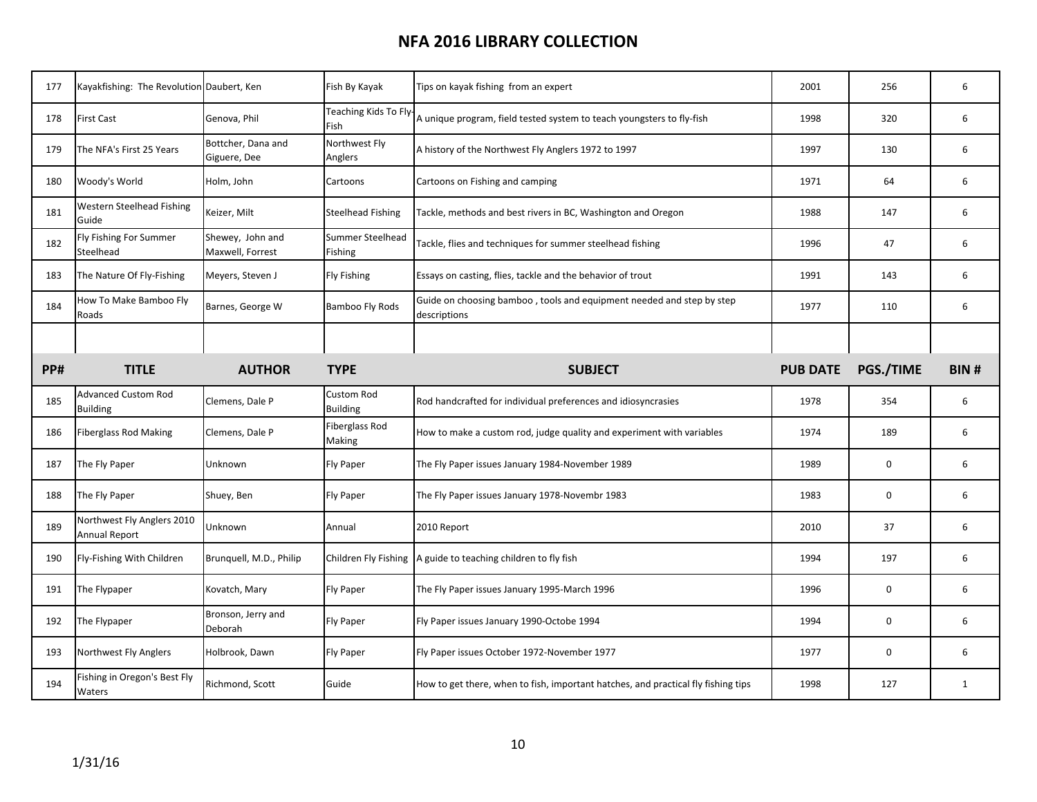# NFA 2016 LIBRARY COLLECTION

| PP# | TITLE | AUTHOR | TYPE | SUBJECT | PUB DATE | PGS./TIME | BIN # |
|---|---|---|---|---|---|---|---|
| 177 | Kayakfishing: The Revolution | Daubert, Ken | Fish By Kayak | Tips on kayak fishing from an expert | 2001 | 256 | 6 |
| 178 | First Cast | Genova, Phil | Teaching Kids To Fly-Fish | A unique program, field tested system to teach youngsters to fly-fish | 1998 | 320 | 6 |
| 179 | The NFA's First 25 Years | Bottcher, Dana and Giguere, Dee | Northwest Fly Anglers | A history of the Northwest Fly Anglers 1972 to 1997 | 1997 | 130 | 6 |
| 180 | Woody's World | Holm, John | Cartoons | Cartoons on Fishing and camping | 1971 | 64 | 6 |
| 181 | Western Steelhead Fishing Guide | Keizer, Milt | Steelhead Fishing | Tackle, methods and best rivers in BC, Washington and Oregon | 1988 | 147 | 6 |
| 182 | Fly Fishing For Summer Steelhead | Shewey, John and Maxwell, Forrest | Summer Steelhead Fishing | Tackle, flies and techniques for summer steelhead fishing | 1996 | 47 | 6 |
| 183 | The Nature Of Fly-Fishing | Meyers, Steven J | Fly Fishing | Essays on casting, flies, tackle and the behavior of trout | 1991 | 143 | 6 |
| 184 | How To Make Bamboo Fly Roads | Barnes, George W | Bamboo Fly Rods | Guide on choosing bamboo , tools and equipment needed and step by step descriptions | 1977 | 110 | 6 |
| | | | | | | | |
| PP# | TITLE | AUTHOR | TYPE | SUBJECT | PUB DATE | PGS./TIME | BIN # |
| 185 | Advanced Custom Rod Building | Clemens, Dale P | Custom Rod Building | Rod handcrafted for individual preferences and idiosyncrasies | 1978 | 354 | 6 |
| 186 | Fiberglass Rod Making | Clemens, Dale P | Fiberglass Rod Making | How to make a custom rod, judge quality and experiment with variables | 1974 | 189 | 6 |
| 187 | The Fly Paper | Unknown | Fly Paper | The Fly Paper issues January 1984-November 1989 | 1989 | 0 | 6 |
| 188 | The Fly Paper | Shuey, Ben | Fly Paper | The Fly Paper issues January 1978-Novembr 1983 | 1983 | 0 | 6 |
| 189 | Northwest Fly Anglers 2010 Annual Report | Unknown | Annual | 2010 Report | 2010 | 37 | 6 |
| 190 | Fly-Fishing With Children | Brunquell, M.D., Philip | Children Fly Fishing | A guide to teaching children to fly fish | 1994 | 197 | 6 |
| 191 | The Flypaper | Kovatch, Mary | Fly Paper | The Fly Paper issues January 1995-March 1996 | 1996 | 0 | 6 |
| 192 | The Flypaper | Bronson, Jerry and Deborah | Fly Paper | Fly Paper issues January 1990-Octobe 1994 | 1994 | 0 | 6 |
| 193 | Northwest Fly Anglers | Holbrook, Dawn | Fly Paper | Fly Paper issues October 1972-November 1977 | 1977 | 0 | 6 |
| 194 | Fishing in Oregon's Best Fly Waters | Richmond, Scott | Guide | How to get there, when to fish, important hatches, and practical fly fishing tips | 1998 | 127 | 1 |

1/31/16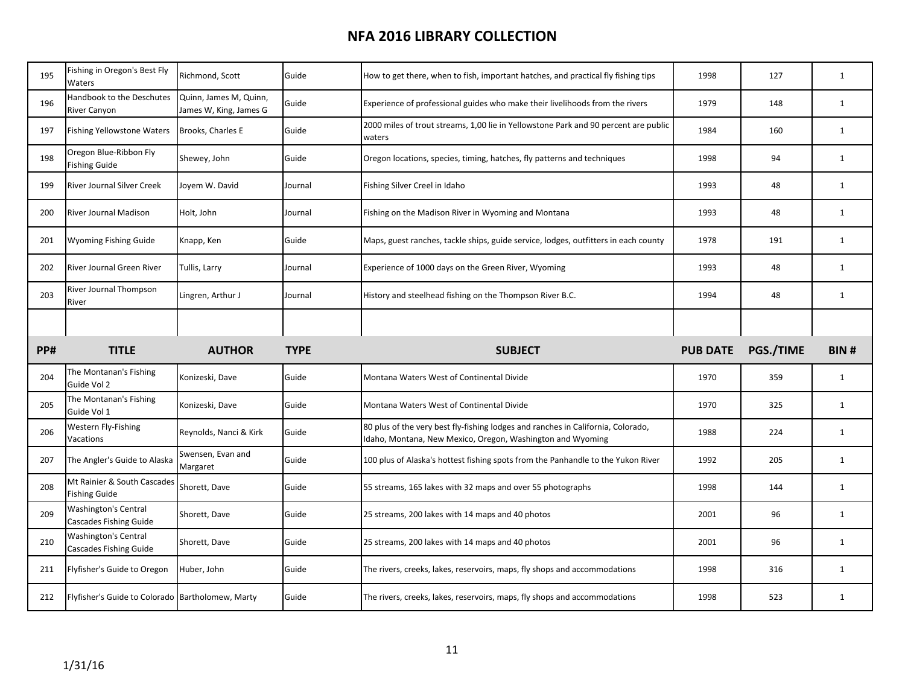# NFA 2016 LIBRARY COLLECTION

| PP# | TITLE | AUTHOR | TYPE | SUBJECT | PUB DATE | PGS./TIME | BIN # |
|---|---|---|---|---|---|---|---|
| 195 | Fishing in Oregon's Best Fly Waters | Richmond, Scott | Guide | How to get there, when to fish, important hatches, and practical fly fishing tips | 1998 | 127 | 1 |
| 196 | Handbook to the Deschutes River Canyon | Quinn, James M, Quinn, James W, King, James G | Guide | Experience of professional guides who make their livelihoods from the rivers | 1979 | 148 | 1 |
| 197 | Fishing Yellowstone Waters | Brooks, Charles E | Guide | 2000 miles of trout streams, 1,00 lie in Yellowstone Park and 90 percent are public waters | 1984 | 160 | 1 |
| 198 | Oregon Blue-Ribbon Fly Fishing Guide | Shewey, John | Guide | Oregon locations, species, timing, hatches, fly patterns and techniques | 1998 | 94 | 1 |
| 199 | River Journal Silver Creek | Joyem W. David | Journal | Fishing Silver Creel in Idaho | 1993 | 48 | 1 |
| 200 | River Journal Madison | Holt, John | Journal | Fishing on the Madison River in Wyoming and Montana | 1993 | 48 | 1 |
| 201 | Wyoming Fishing Guide | Knapp, Ken | Guide | Maps, guest ranches, tackle ships, guide service, lodges, outfitters in each county | 1978 | 191 | 1 |
| 202 | River Journal Green River | Tullis, Larry | Journal | Experience of 1000 days on the Green River, Wyoming | 1993 | 48 | 1 |
| 203 | River Journal Thompson River | Lingren, Arthur J | Journal | History and steelhead fishing on the Thompson River B.C. | 1994 | 48 | 1 |
| | | | | | | | |
| **PP#** | **TITLE** | **AUTHOR** | **TYPE** | **SUBJECT** | **PUB DATE** | **PGS./TIME** | **BIN #** |
| 204 | The Montanan's Fishing Guide Vol 2 | Konizeski, Dave | Guide | Montana Waters West of Continental Divide | 1970 | 359 | 1 |
| 205 | The Montanan's Fishing Guide Vol 1 | Konizeski, Dave | Guide | Montana Waters West of Continental Divide | 1970 | 325 | 1 |
| 206 | Western Fly-Fishing Vacations | Reynolds, Nanci & Kirk | Guide | 80 plus of the very best fly-fishing lodges and ranches in California, Colorado, Idaho, Montana, New Mexico, Oregon, Washington and Wyoming | 1988 | 224 | 1 |
| 207 | The Angler's Guide to Alaska | Swensen, Evan and Margaret | Guide | 100 plus of Alaska's hottest fishing spots from the Panhandle to the Yukon River | 1992 | 205 | 1 |
| 208 | Mt Rainier & South Cascades Fishing Guide | Shorett, Dave | Guide | 55 streams, 165 lakes with 32 maps and over 55 photographs | 1998 | 144 | 1 |
| 209 | Washington's Central Cascades Fishing Guide | Shorett, Dave | Guide | 25 streams, 200 lakes with 14 maps and 40 photos | 2001 | 96 | 1 |
| 210 | Washington's Central Cascades Fishing Guide | Shorett, Dave | Guide | 25 streams, 200 lakes with 14 maps and 40 photos | 2001 | 96 | 1 |
| 211 | Flyfisher's Guide to Oregon | Huber, John | Guide | The rivers, creeks, lakes, reservoirs, maps, fly shops and accommodations | 1998 | 316 | 1 |
| 212 | Flyfisher's Guide to Colorado | Bartholomew, Marty | Guide | The rivers, creeks, lakes, reservoirs, maps, fly shops and accommodations | 1998 | 523 | 1 |

1/31/16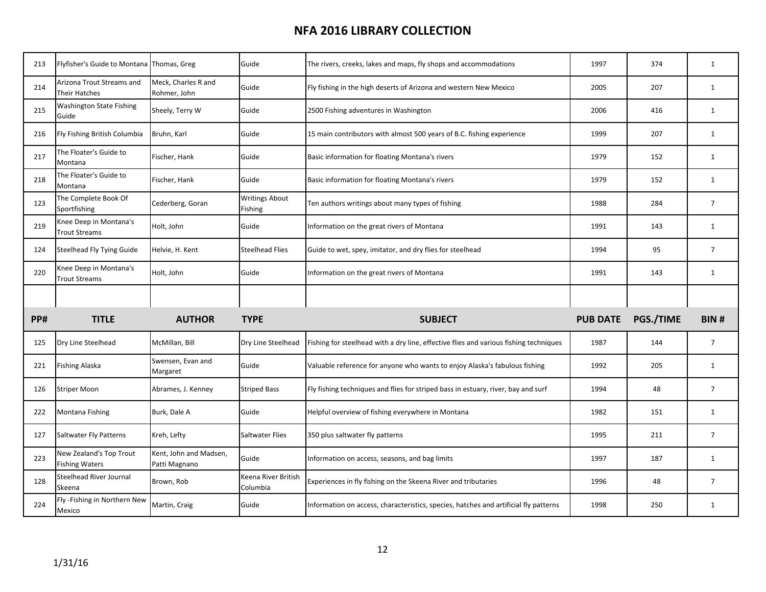# NFA 2016 LIBRARY COLLECTION

| PP# | TITLE | AUTHOR | TYPE | SUBJECT | PUB DATE | PGS./TIME | BIN # |
|---|---|---|---|---|---|---|---|
| 213 | Flyfisher's Guide to Montana | Thomas, Greg | Guide | The rivers, creeks, lakes and maps, fly shops and accommodations | 1997 | 374 | 1 |
| 214 | Arizona Trout Streams and Their Hatches | Meck, Charles R and Rohmer, John | Guide | Fly fishing in the high deserts of Arizona and western New Mexico | 2005 | 207 | 1 |
| 215 | Washington State Fishing Guide | Sheely, Terry W | Guide | 2500 Fishing adventures in Washington | 2006 | 416 | 1 |
| 216 | Fly Fishing British Columbia | Bruhn, Karl | Guide | 15 main contributors with almost 500 years of B.C. fishing experience | 1999 | 207 | 1 |
| 217 | The Floater's Guide to Montana | Fischer, Hank | Guide | Basic information for floating Montana's rivers | 1979 | 152 | 1 |
| 218 | The Floater's Guide to Montana | Fischer, Hank | Guide | Basic information for floating Montana's rivers | 1979 | 152 | 1 |
| 123 | The Complete Book Of Sportfishing | Cederberg, Goran | Writings About Fishing | Ten authors writings about many types of fishing | 1988 | 284 | 7 |
| 219 | Knee Deep in Montana's Trout Streams | Holt, John | Guide | Information on the great rivers of Montana | 1991 | 143 | 1 |
| 124 | Steelhead Fly Tying Guide | Helvie, H. Kent | Steelhead Flies | Guide to wet, spey, imitator, and dry flies for steelhead | 1994 | 95 | 7 |
| 220 | Knee Deep in Montana's Trout Streams | Holt, John | Guide | Information on the great rivers of Montana | 1991 | 143 | 1 |
| | | | | | | | |
| 125 | Dry Line Steelhead | McMillan, Bill | Dry Line Steelhead | Fishing for steelhead with a dry line, effective flies and various fishing techniques | 1987 | 144 | 7 |
| 221 | Fishing Alaska | Swensen, Evan and Margaret | Guide | Valuable reference for anyone who wants to enjoy Alaska's fabulous fishing | 1992 | 205 | 1 |
| 126 | Striper Moon | Abrames, J. Kenney | Striped Bass | Fly fishing techniques and flies for striped bass in estuary, river, bay and surf | 1994 | 48 | 7 |
| 222 | Montana Fishing | Burk, Dale A | Guide | Helpful overview of fishing everywhere in Montana | 1982 | 151 | 1 |
| 127 | Saltwater Fly Patterns | Kreh, Lefty | Saltwater Flies | 350 plus saltwater fly patterns | 1995 | 211 | 7 |
| 223 | New Zealand's Top Trout Fishing Waters | Kent, John and Madsen, Patti Magnano | Guide | Information on access, seasons, and bag limits | 1997 | 187 | 1 |
| 128 | Steelhead River Journal Skeena | Brown, Rob | Keena River British Columbia | Experiences in fly fishing on the Skeena River and tributaries | 1996 | 48 | 7 |
| 224 | Fly -Fishing in Northern New Mexico | Martin, Craig | Guide | Information on access, characteristics, species, hatches and artificial fly patterns | 1998 | 250 | 1 |

1/31/16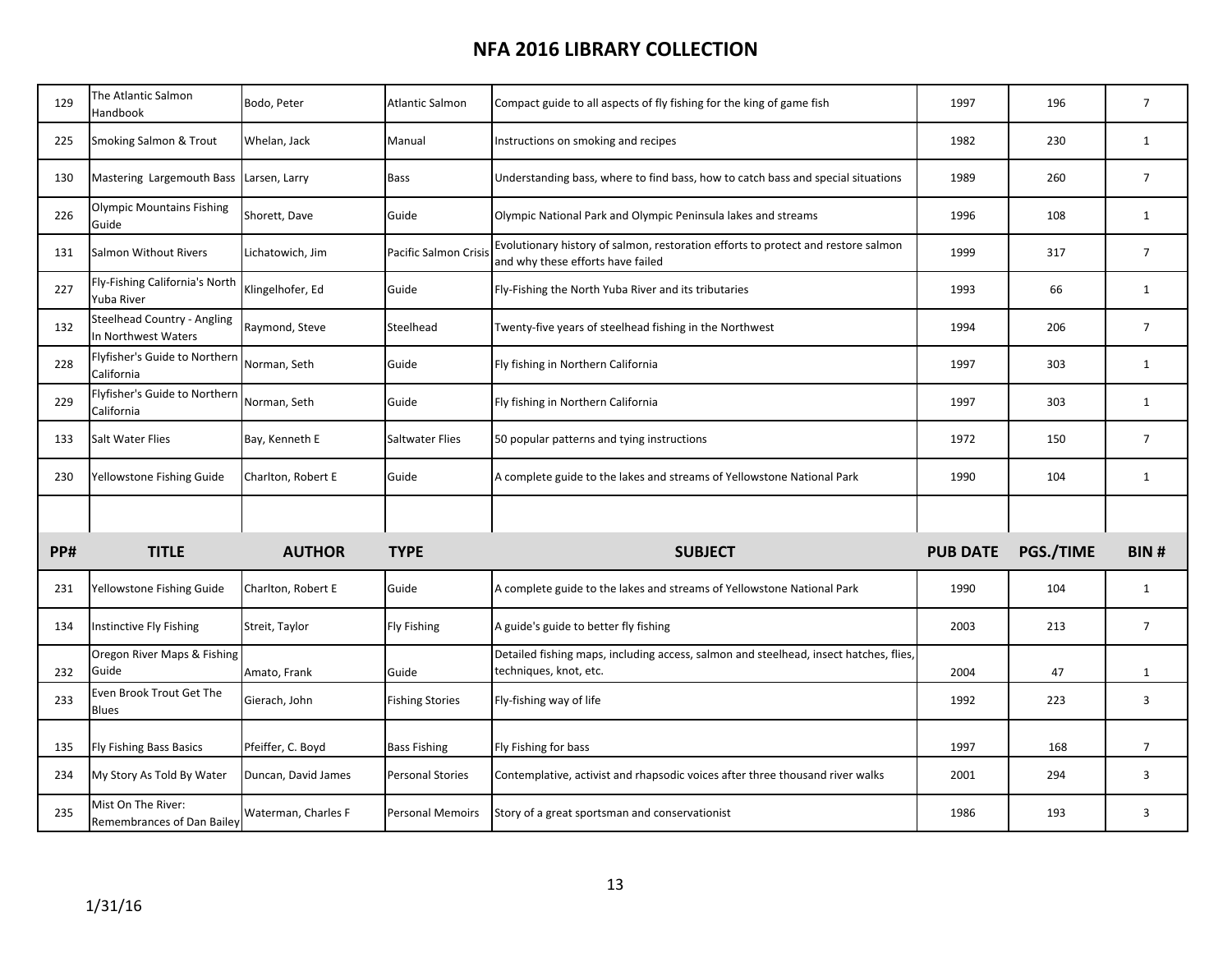# NFA 2016 LIBRARY COLLECTION

| PP# | TITLE | AUTHOR | TYPE | SUBJECT | PUB DATE | PGS./TIME | BIN # |
|---|---|---|---|---|---|---|---|
| 129 | The Atlantic Salmon Handbook | Bodo, Peter | Atlantic Salmon | Compact guide to all aspects of fly fishing for the king of game fish | 1997 | 196 | 7 |
| 225 | Smoking Salmon & Trout | Whelan, Jack | Manual | Instructions on smoking and recipes | 1982 | 230 | 1 |
| 130 | Mastering  Largemouth Bass | Larsen, Larry | Bass | Understanding bass, where to find bass, how to catch bass and special situations | 1989 | 260 | 7 |
| 226 | Olympic Mountains Fishing Guide | Shorett, Dave | Guide | Olympic National Park and Olympic Peninsula lakes and streams | 1996 | 108 | 1 |
| 131 | Salmon Without Rivers | Lichatowich, Jim | Pacific Salmon Crisis | Evolutionary history of salmon, restoration efforts to protect and restore salmon and why these efforts have failed | 1999 | 317 | 7 |
| 227 | Fly-Fishing California's North Yuba River | Klingelhofer, Ed | Guide | Fly-Fishing the North Yuba River and its tributaries | 1993 | 66 | 1 |
| 132 | Steelhead Country - Angling In Northwest Waters | Raymond, Steve | Steelhead | Twenty-five years of steelhead fishing in the Northwest | 1994 | 206 | 7 |
| 228 | Flyfisher's Guide to Northern California | Norman, Seth | Guide | Fly fishing in Northern California | 1997 | 303 | 1 |
| 229 | Flyfisher's Guide to Northern California | Norman, Seth | Guide | Fly fishing in Northern California | 1997 | 303 | 1 |
| 133 | Salt Water Flies | Bay, Kenneth E | Saltwater Flies | 50 popular patterns and tying instructions | 1972 | 150 | 7 |
| 230 | Yellowstone Fishing Guide | Charlton, Robert E | Guide | A complete guide to the lakes and streams of Yellowstone National Park | 1990 | 104 | 1 |
| | | | | | | | |
| 231 | Yellowstone Fishing Guide | Charlton, Robert E | Guide | A complete guide to the lakes and streams of Yellowstone National Park | 1990 | 104 | 1 |
| 134 | Instinctive Fly Fishing | Streit, Taylor | Fly Fishing | A guide's guide to better fly fishing | 2003 | 213 | 7 |
| 232 | Oregon River Maps & Fishing Guide | Amato, Frank | Guide | Detailed fishing maps, including access, salmon and steelhead, insect hatches, flies, techniques, knot, etc. | 2004 | 47 | 1 |
| 233 | Even Brook Trout Get The Blues | Gierach, John | Fishing Stories | Fly-fishing way of life | 1992 | 223 | 3 |
| 135 | Fly Fishing Bass Basics | Pfeiffer, C. Boyd | Bass Fishing | Fly Fishing for bass | 1997 | 168 | 7 |
| 234 | My Story As Told By Water | Duncan, David James | Personal Stories | Contemplative, activist and rhapsodic voices after three thousand river walks | 2001 | 294 | 3 |
| 235 | Mist On The River: Remembrances of Dan Bailey | Waterman, Charles F | Personal Memoirs | Story of a great sportsman and conservationist | 1986 | 193 | 3 |

1/31/16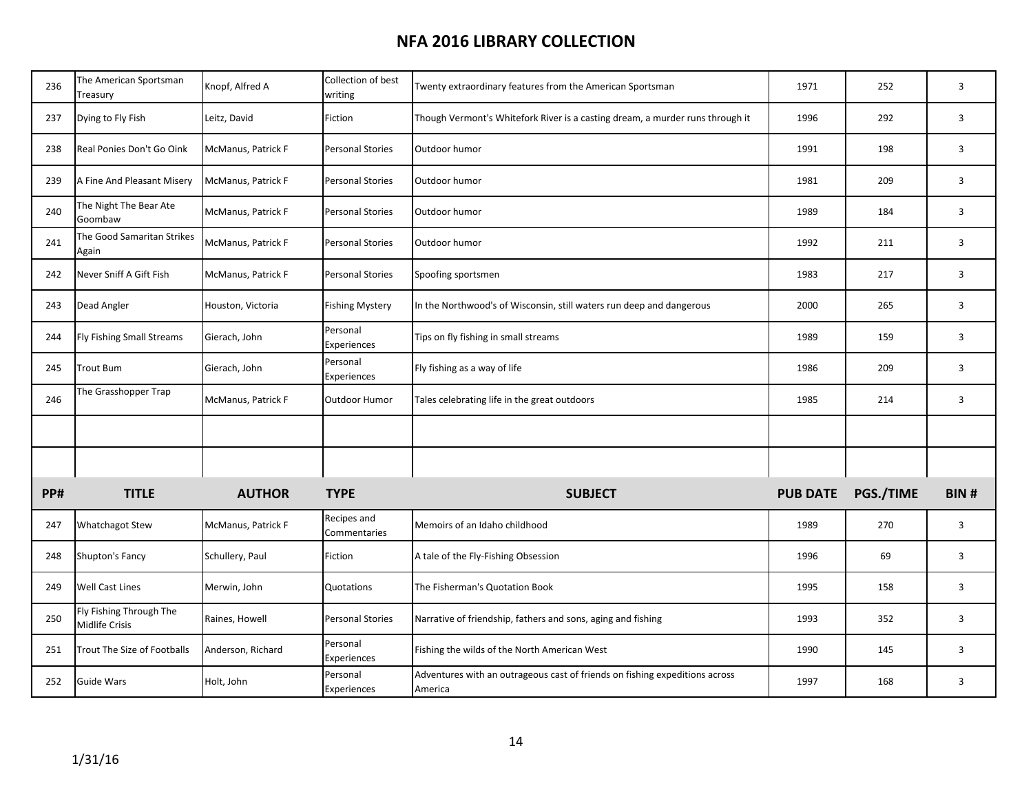# NFA 2016 LIBRARY COLLECTION

| PP# | TITLE | AUTHOR | TYPE | SUBJECT | PUB DATE | PGS./TIME | BIN # |
|---|---|---|---|---|---|---|---|
| 236 | The American Sportsman Treasury | Knopf, Alfred A | Collection of best writing | Twenty extraordinary features from the American Sportsman | 1971 | 252 | 3 |
| 237 | Dying to Fly Fish | Leitz, David | Fiction | Though Vermont's Whitefork River is a casting dream, a murder runs through it | 1996 | 292 | 3 |
| 238 | Real Ponies Don't Go Oink | McManus, Patrick F | Personal Stories | Outdoor humor | 1991 | 198 | 3 |
| 239 | A Fine And Pleasant Misery | McManus, Patrick F | Personal Stories | Outdoor humor | 1981 | 209 | 3 |
| 240 | The Night The Bear Ate Goombaw | McManus, Patrick F | Personal Stories | Outdoor humor | 1989 | 184 | 3 |
| 241 | The Good Samaritan Strikes Again | McManus, Patrick F | Personal Stories | Outdoor humor | 1992 | 211 | 3 |
| 242 | Never Sniff A Gift Fish | McManus, Patrick F | Personal Stories | Spoofing sportsmen | 1983 | 217 | 3 |
| 243 | Dead Angler | Houston, Victoria | Fishing Mystery | In the Northwood's of Wisconsin, still waters run deep and dangerous | 2000 | 265 | 3 |
| 244 | Fly Fishing Small Streams | Gierach, John | Personal Experiences | Tips on fly fishing in small streams | 1989 | 159 | 3 |
| 245 | Trout Bum | Gierach, John | Personal Experiences | Fly fishing as a way of life | 1986 | 209 | 3 |
| 246 | The Grasshopper Trap | McManus, Patrick F | Outdoor Humor | Tales celebrating life in the great outdoors | 1985 | 214 | 3 |
| | | | | | | | |
| | | | | | | | |
| 247 | Whatchagot Stew | McManus, Patrick F | Recipes and Commentaries | Memoirs of an Idaho childhood | 1989 | 270 | 3 |
| 248 | Shupton's Fancy | Schullery, Paul | Fiction | A tale of the Fly-Fishing Obsession | 1996 | 69 | 3 |
| 249 | Well Cast Lines | Merwin, John | Quotations | The Fisherman's Quotation Book | 1995 | 158 | 3 |
| 250 | Fly Fishing Through The Midlife Crisis | Raines, Howell | Personal Stories | Narrative of friendship, fathers and sons, aging and fishing | 1993 | 352 | 3 |
| 251 | Trout The Size of Footballs | Anderson, Richard | Personal Experiences | Fishing the wilds of the North American West | 1990 | 145 | 3 |
| 252 | Guide Wars | Holt, John | Personal Experiences | Adventures with an outrageous cast of friends on fishing expeditions across America | 1997 | 168 | 3 |

1/31/16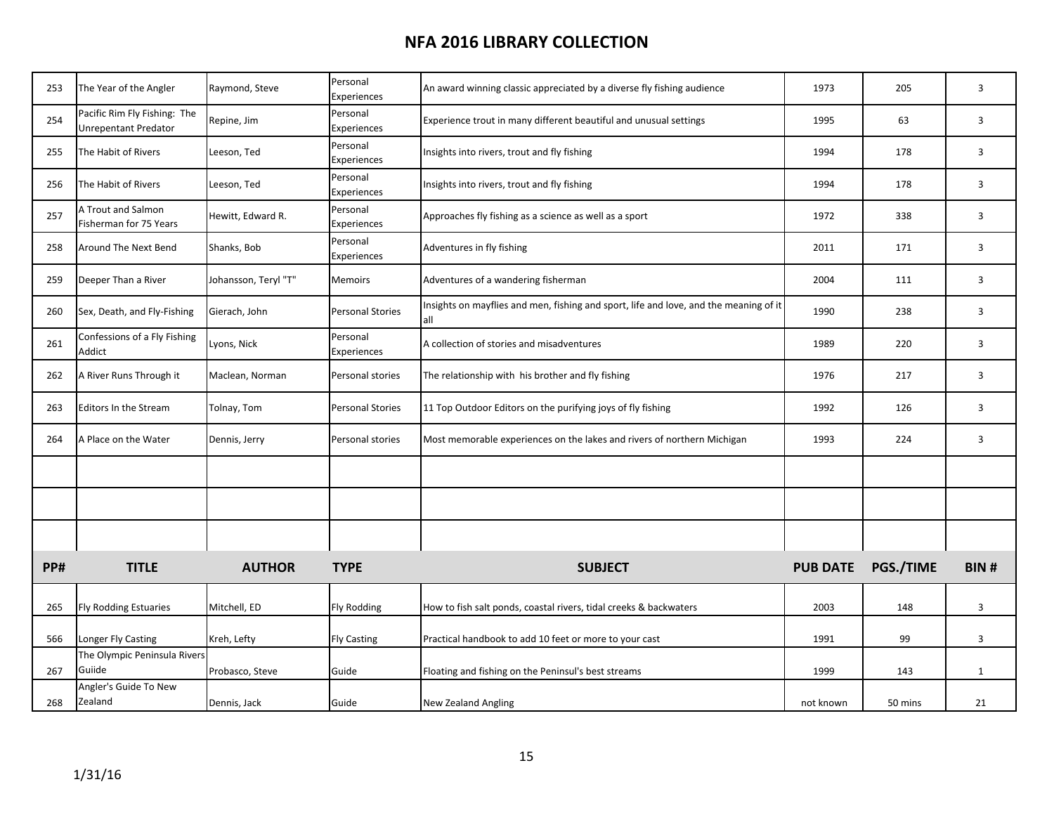# NFA 2016 LIBRARY COLLECTION

| PP# | TITLE | AUTHOR | TYPE | SUBJECT | PUB DATE | PGS./TIME | BIN # |
|---|---|---|---|---|---|---|---|
| 253 | The Year of the Angler | Raymond, Steve | Personal Experiences | An award winning classic appreciated by a diverse fly fishing audience | 1973 | 205 | 3 |
| 254 | Pacific Rim Fly Fishing: The Unrepentant Predator | Repine, Jim | Personal Experiences | Experience trout in many different beautiful and unusual settings | 1995 | 63 | 3 |
| 255 | The Habit of Rivers | Leeson, Ted | Personal Experiences | Insights into rivers, trout and fly fishing | 1994 | 178 | 3 |
| 256 | The Habit of Rivers | Leeson, Ted | Personal Experiences | Insights into rivers, trout and fly fishing | 1994 | 178 | 3 |
| 257 | A Trout and Salmon Fisherman for 75 Years | Hewitt, Edward R. | Personal Experiences | Approaches fly fishing as a science as well as a sport | 1972 | 338 | 3 |
| 258 | Around The Next Bend | Shanks, Bob | Personal Experiences | Adventures in fly fishing | 2011 | 171 | 3 |
| 259 | Deeper Than a River | Johansson, Teryl "T" | Memoirs | Adventures of a wandering fisherman | 2004 | 111 | 3 |
| 260 | Sex, Death, and Fly-Fishing | Gierach, John | Personal Stories | Insights on mayflies and men, fishing and sport, life and love, and the meaning of it all | 1990 | 238 | 3 |
| 261 | Confessions of a Fly Fishing Addict | Lyons, Nick | Personal Experiences | A collection of stories and misadventures | 1989 | 220 | 3 |
| 262 | A River Runs Through it | Maclean, Norman | Personal stories | The relationship with his brother and fly fishing | 1976 | 217 | 3 |
| 263 | Editors In the Stream | Tolnay, Tom | Personal Stories | 11 Top Outdoor Editors on the purifying joys of fly fishing | 1992 | 126 | 3 |
| 264 | A Place on the Water | Dennis, Jerry | Personal stories | Most memorable experiences on the lakes and rivers of northern Michigan | 1993 | 224 | 3 |
| | | | | | | | |
| | | | | | | | |
| | | | | | | | |
| **PP#** | **TITLE** | **AUTHOR** | **TYPE** | **SUBJECT** | **PUB DATE** | **PGS./TIME** | **BIN #** |
| 265 | Fly Rodding Estuaries | Mitchell, ED | Fly Rodding | How to fish salt ponds, coastal rivers, tidal creeks & backwaters | 2003 | 148 | 3 |
| 566 | Longer Fly Casting | Kreh, Lefty | Fly Casting | Practical handbook to add 10 feet or more to your cast | 1991 | 99 | 3 |
| 267 | The Olympic Peninsula Rivers Guiide | Probasco, Steve | Guide | Floating and fishing on the Peninsul's best streams | 1999 | 143 | 1 |
| 268 | Angler's Guide To New Zealand | Dennis, Jack | Guide | New Zealand Angling | not known | 50 mins | 21 |

1/31/16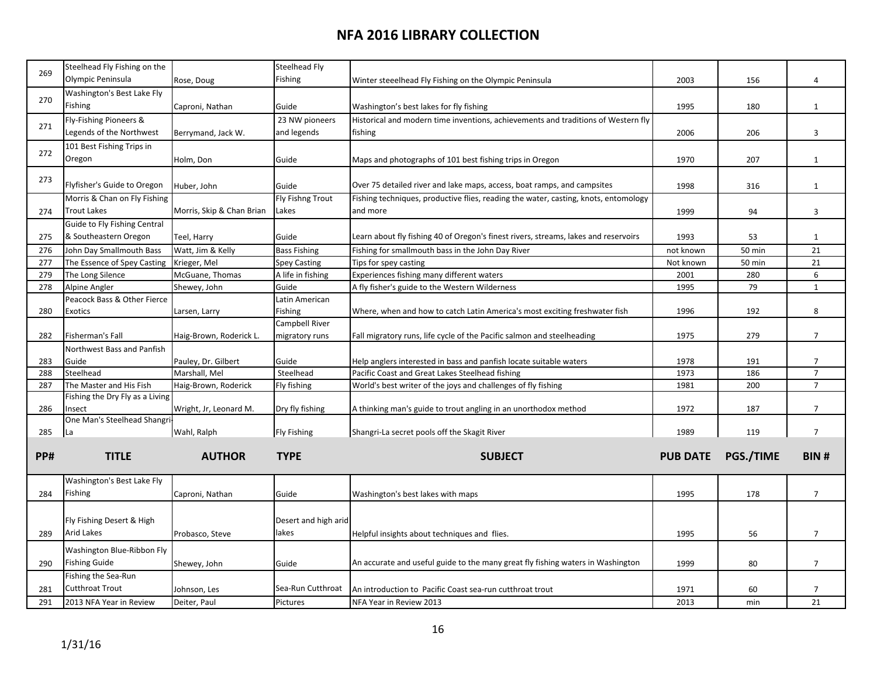# NFA 2016 LIBRARY COLLECTION

| PP# | TITLE | AUTHOR | TYPE | SUBJECT | PUB DATE | PGS./TIME | BIN # |
|---|---|---|---|---|---|---|---|
| 269 | Steelhead Fly Fishing on the Olympic Peninsula | Rose, Doug | Steelhead Fly Fishing | Winter steeelhead Fly Fishing on the Olympic Peninsula | 2003 | 156 | 4 |
| 270 | Washington's Best Lake Fly Fishing | Caproni, Nathan | Guide | Washington's best lakes for fly fishing | 1995 | 180 | 1 |
| 271 | Fly-Fishing Pioneers & Legends of the Northwest | Berrymand, Jack W. | 23 NW pioneers and legends | Historical and modern time inventions, achievements and traditions of Western fly fishing | 2006 | 206 | 3 |
| 272 | 101 Best Fishing Trips in Oregon | Holm, Don | Guide | Maps and photographs of 101 best fishing trips in Oregon | 1970 | 207 | 1 |
| 273 | Flyfisher's Guide to Oregon | Huber, John | Guide | Over 75 detailed river and lake maps, access, boat ramps, and campsites | 1998 | 316 | 1 |
| 274 | Morris & Chan on Fly Fishing Trout Lakes | Morris, Skip & Chan Brian | Fly Fishng Trout Lakes | Fishing techniques, productive flies, reading the water, casting, knots, entomology and more | 1999 | 94 | 3 |
| 275 | Guide to Fly Fishing Central & Southeastern Oregon | Teel, Harry | Guide | Learn about fly fishing 40 of Oregon's finest rivers, streams, lakes and reservoirs | 1993 | 53 | 1 |
| 276 | John Day Smallmouth Bass | Watt, Jim & Kelly | Bass Fishing | Fishing for smallmouth bass in the John Day River | not known | 50 min | 21 |
| 277 | The Essence of Spey Casting | Krieger, Mel | Spey Casting | Tips for spey casting | Not known | 50 min | 21 |
| 279 | The Long Silence | McGuane, Thomas | A life in fishing | Experiences fishing many different waters | 2001 | 280 | 6 |
| 278 | Alpine Angler | Shewey, John | Guide | A fly fisher's guide to the Western Wilderness | 1995 | 79 | 1 |
| 280 | Peacock Bass & Other Fierce Exotics | Larsen, Larry | Latin American Fishing | Where, when and how to catch Latin America's most exciting freshwater fish | 1996 | 192 | 8 |
| 282 | Fisherman's Fall | Haig-Brown, Roderick L. | Campbell River migratory runs | Fall migratory runs, life cycle of the Pacific salmon and steelheading | 1975 | 279 | 7 |
| 283 | Northwest Bass and Panfish Guide | Pauley, Dr. Gilbert | Guide | Help anglers interested in bass and panfish locate suitable waters | 1978 | 191 | 7 |
| 288 | Steelhead | Marshall, Mel | Steelhead | Pacific Coast and Great Lakes Steelhead fishing | 1973 | 186 | 7 |
| 287 | The Master and His Fish | Haig-Brown, Roderick | Fly fishing | World's best writer of the joys and challenges of fly fishing | 1981 | 200 | 7 |
| 286 | Fishing the Dry Fly as a Living Insect | Wright, Jr, Leonard M. | Dry fly fishing | A thinking man's guide to trout angling in an unorthodox method | 1972 | 187 | 7 |
| 285 | One Man's Steelhead Shangri-La | Wahl, Ralph | Fly Fishing | Shangri-La secret pools off the Skagit River | 1989 | 119 | 7 |
| 284 | Washington's Best Lake Fly Fishing | Caproni, Nathan | Guide | Washington's best lakes with maps | 1995 | 178 | 7 |
| 289 | Fly Fishing Desert & High Arid Lakes | Probasco, Steve | Desert and high arid lakes | Helpful insights about techniques and flies. | 1995 | 56 | 7 |
| 290 | Washington Blue-Ribbon Fly Fishing Guide | Shewey, John | Guide | An accurate and useful guide to the many great fly fishing waters in Washington | 1999 | 80 | 7 |
| 281 | Fishing the Sea-Run Cutthroat Trout | Johnson, Les | Sea-Run Cutthroat | An introduction to Pacific Coast sea-run cutthroat trout | 1971 | 60 | 7 |
| 291 | 2013 NFA Year in Review | Deiter, Paul | Pictures | NFA Year in Review 2013 | 2013 | min | 21 |

1/31/16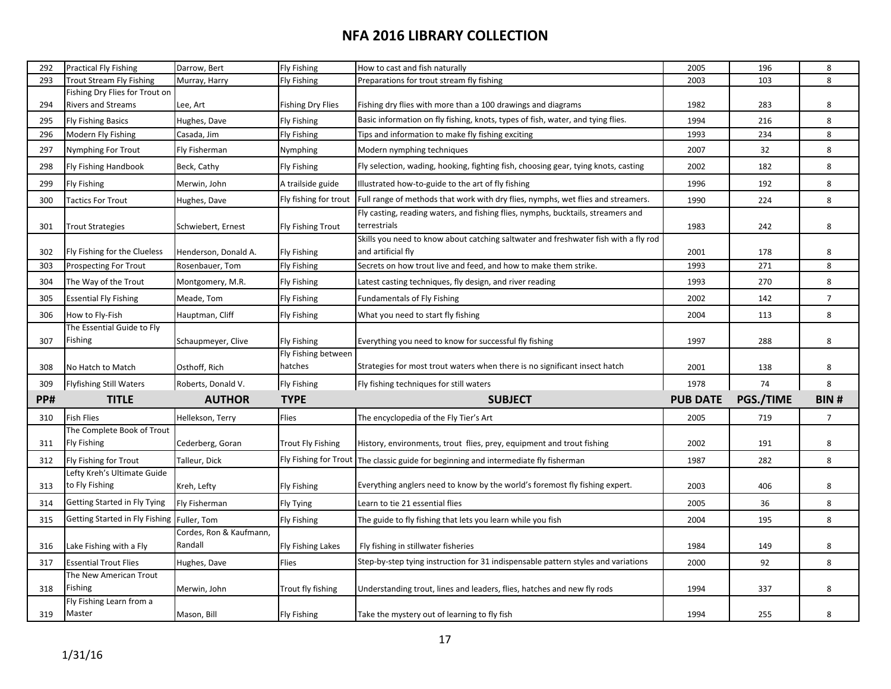# NFA 2016 LIBRARY COLLECTION

| PP# | TITLE | AUTHOR | TYPE | SUBJECT | PUB DATE | PGS./TIME | BIN # |
|---|---|---|---|---|---|---|---|
| 292 | Practical Fly Fishing | Darrow, Bert | Fly Fishing | How to cast and fish naturally | 2005 | 196 | 8 |
| 293 | Trout Stream Fly Fishing | Murray, Harry | Fly Fishing | Preparations for trout stream fly fishing | 2003 | 103 | 8 |
| 294 | Fishing Dry Flies for Trout on Rivers and Streams | Lee, Art | Fishing Dry Flies | Fishing dry flies with more than a 100 drawings and diagrams | 1982 | 283 | 8 |
| 295 | Fly Fishing Basics | Hughes, Dave | Fly Fishing | Basic information on fly fishing, knots, types of fish, water, and tying flies. | 1994 | 216 | 8 |
| 296 | Modern Fly Fishing | Casada, Jim | Fly Fishing | Tips and information to make fly fishing exciting | 1993 | 234 | 8 |
| 297 | Nymphing For Trout | Fly Fisherman | Nymphing | Modern nymphing techniques | 2007 | 32 | 8 |
| 298 | Fly Fishing Handbook | Beck, Cathy | Fly Fishing | Fly selection, wading, hooking, fighting fish, choosing gear, tying knots, casting | 2002 | 182 | 8 |
| 299 | Fly Fishing | Merwin, John | A trailside guide | Illustrated how-to-guide to the art of fly fishing | 1996 | 192 | 8 |
| 300 | Tactics For Trout | Hughes, Dave | Fly fishing for trout | Full range of methods that work with dry flies, nymphs, wet flies and streamers. | 1990 | 224 | 8 |
| 301 | Trout Strategies | Schwiebert, Ernest | Fly Fishing Trout | Fly casting, reading waters, and fishing flies, nymphs, bucktails, streamers and terrestrials | 1983 | 242 | 8 |
| 302 | Fly Fishing for the Clueless | Henderson, Donald A. | Fly Fishing | Skills you need to know about catching saltwater and freshwater fish with a fly rod and artificial fly | 2001 | 178 | 8 |
| 303 | Prospecting For Trout | Rosenbauer, Tom | Fly Fishing | Secrets on how trout live and feed, and how to make them strike. | 1993 | 271 | 8 |
| 304 | The Way of the Trout | Montgomery, M.R. | Fly Fishing | Latest casting techniques, fly design, and river reading | 1993 | 270 | 8 |
| 305 | Essential Fly Fishing | Meade, Tom | Fly Fishing | Fundamentals of Fly Fishing | 2002 | 142 | 7 |
| 306 | How to Fly-Fish | Hauptman, Cliff | Fly Fishing | What you need to start fly fishing | 2004 | 113 | 8 |
| 307 | The Essential Guide to Fly Fishing | Schaupmeyer, Clive | Fly Fishing | Everything you need to know for successful fly fishing | 1997 | 288 | 8 |
| 308 | No Hatch to Match | Osthoff, Rich | Fly Fishing between hatches | Strategies for most trout waters when there is no significant insect hatch | 2001 | 138 | 8 |
| 309 | Flyfishing Still Waters | Roberts, Donald V. | Fly Fishing | Fly fishing techniques for still waters | 1978 | 74 | 8 |
| **PP#** | **TITLE** | **AUTHOR** | **TYPE** | **SUBJECT** | **PUB DATE** | **PGS./TIME** | **BIN #** |
| 310 | Fish Flies | Hellekson, Terry | Flies | The encyclopedia of the Fly Tier's Art | 2005 | 719 | 7 |
| 311 | The Complete Book of Trout Fly Fishing | Cederberg, Goran | Trout Fly Fishing | History, environments, trout flies, prey, equipment and trout fishing | 2002 | 191 | 8 |
| 312 | Fly Fishing for Trout | Talleur, Dick | Fly Fishing for Trout | The classic guide for beginning and intermediate fly fisherman | 1987 | 282 | 8 |
| 313 | Lefty Kreh's Ultimate Guide to Fly Fishing | Kreh, Lefty | Fly Fishing | Everything anglers need to know by the world's foremost fly fishing expert. | 2003 | 406 | 8 |
| 314 | Getting Started in Fly Tying | Fly Fisherman | Fly Tying | Learn to tie 21 essential flies | 2005 | 36 | 8 |
| 315 | Getting Started in Fly Fishing | Fuller, Tom | Fly Fishing | The guide to fly fishing that lets you learn while you fish | 2004 | 195 | 8 |
| 316 | Lake Fishing with a Fly | Cordes, Ron & Kaufmann, Randall | Fly Fishing Lakes | Fly fishing in stillwater fisheries | 1984 | 149 | 8 |
| 317 | Essential Trout Flies | Hughes, Dave | Flies | Step-by-step tying instruction for 31 indispensable pattern styles and variations | 2000 | 92 | 8 |
| 318 | The New American Trout Fishing | Merwin, John | Trout fly fishing | Understanding trout, lines and leaders, flies, hatches and new fly rods | 1994 | 337 | 8 |
| 319 | Fly Fishing Learn from a Master | Mason, Bill | Fly Fishing | Take the mystery out of learning to fly fish | 1994 | 255 | 8 |

1/31/16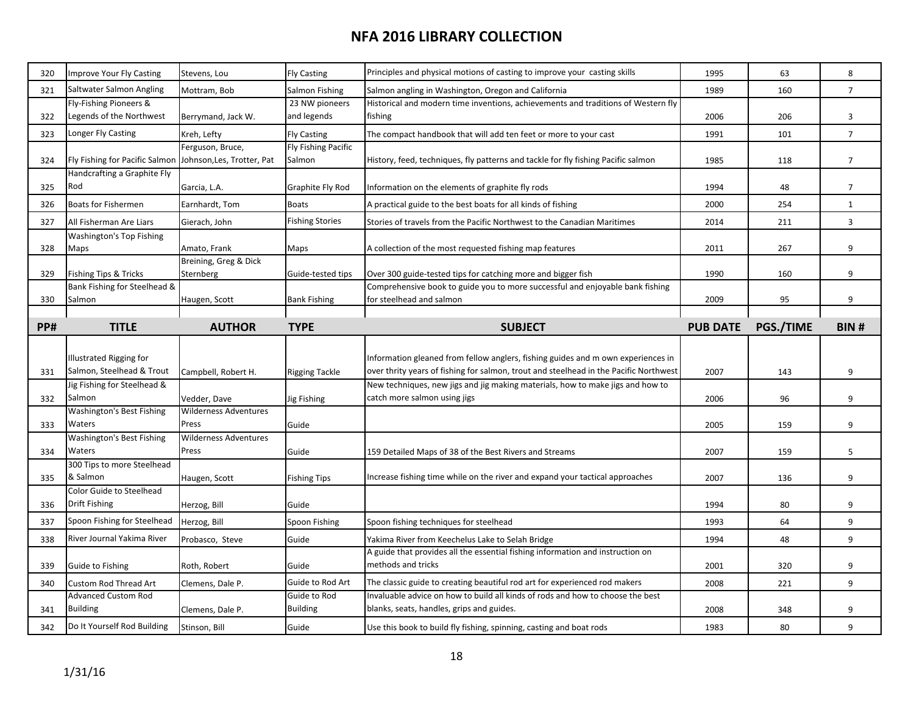# NFA 2016 LIBRARY COLLECTION

| PP# | TITLE | AUTHOR | TYPE | SUBJECT | PUB DATE | PGS./TIME | BIN # |
|---|---|---|---|---|---|---|---|
| 320 | Improve Your Fly Casting | Stevens, Lou | Fly Casting | Principles and physical motions of casting to improve your casting skills | 1995 | 63 | 8 |
| 321 | Saltwater Salmon Angling | Mottram, Bob | Salmon Fishing | Salmon angling in Washington, Oregon and California | 1989 | 160 | 7 |
| 322 | Fly-Fishing Pioneers & Legends of the Northwest | Berrymand, Jack W. | 23 NW pioneers and legends | Historical and modern time inventions, achievements and traditions of Western fly fishing | 2006 | 206 | 3 |
| 323 | Longer Fly Casting | Kreh, Lefty | Fly Casting | The compact handbook that will add ten feet or more to your cast | 1991 | 101 | 7 |
| 324 | Fly Fishing for Pacific Salmon | Ferguson, Bruce, Johnson,Les, Trotter, Pat | Fly Fishing Pacific Salmon | History, feed, techniques, fly patterns and tackle for fly fishing Pacific salmon | 1985 | 118 | 7 |
| 325 | Handcrafting a Graphite Fly Rod | Garcia, L.A. | Graphite Fly Rod | Information on the elements of graphite fly rods | 1994 | 48 | 7 |
| 326 | Boats for Fishermen | Earnhardt, Tom | Boats | A practical guide to the best boats for all kinds of fishing | 2000 | 254 | 1 |
| 327 | All Fisherman Are Liars | Gierach, John | Fishing Stories | Stories of travels from the Pacific Northwest to the Canadian Maritimes | 2014 | 211 | 3 |
| 328 | Washington's Top Fishing Maps | Amato, Frank | Maps | A collection of the most requested fishing map features | 2011 | 267 | 9 |
| 329 | Fishing Tips & Tricks | Breining, Greg & Dick Sternberg | Guide-tested tips | Over 300 guide-tested tips for catching more and bigger fish | 1990 | 160 | 9 |
| 330 | Bank Fishing for Steelhead & Salmon | Haugen, Scott | Bank Fishing | Comprehensive book to guide you to more successful and enjoyable bank fishing for steelhead and salmon | 2009 | 95 | 9 |
| 331 | Illustrated Rigging for Salmon, Steelhead & Trout | Campbell, Robert H. | Rigging Tackle | Information gleaned from fellow anglers, fishing guides and m own experiences in over thrity years of fishing for salmon, trout and steelhead in the Pacific Northwest | 2007 | 143 | 9 |
| 332 | Jig Fishing for Steelhead & Salmon | Vedder, Dave | Jig Fishing | New techniques, new jigs and jig making materials, how to make jigs and how to catch more salmon using jigs | 2006 | 96 | 9 |
| 333 | Washington's Best Fishing Waters | Wilderness Adventures Press | Guide | | 2005 | 159 | 9 |
| 334 | Washington's Best Fishing Waters | Wilderness Adventures Press | Guide | 159 Detailed Maps of 38 of the Best Rivers and Streams | 2007 | 159 | 5 |
| 335 | 300 Tips to more Steelhead & Salmon | Haugen, Scott | Fishing Tips | Increase fishing time while on the river and expand your tactical approaches | 2007 | 136 | 9 |
| 336 | Color Guide to Steelhead Drift Fishing | Herzog, Bill | Guide | | 1994 | 80 | 9 |
| 337 | Spoon Fishing for Steelhead | Herzog, Bill | Spoon Fishing | Spoon fishing techniques for steelhead | 1993 | 64 | 9 |
| 338 | River Journal Yakima River | Probasco, Steve | Guide | Yakima River from Keechelus Lake to Selah Bridge | 1994 | 48 | 9 |
| 339 | Guide to Fishing | Roth, Robert | Guide | A guide that provides all the essential fishing information and instruction on methods and tricks | 2001 | 320 | 9 |
| 340 | Custom Rod Thread Art | Clemens, Dale P. | Guide to Rod Art | The classic guide to creating beautiful rod art for experienced rod makers | 2008 | 221 | 9 |
| 341 | Advanced Custom Rod Building | Clemens, Dale P. | Guide to Rod Building | Invaluable advice on how to build all kinds of rods and how to choose the best blanks, seats, handles, grips and guides. | 2008 | 348 | 9 |
| 342 | Do It Yourself Rod Building | Stinson, Bill | Guide | Use this book to build fly fishing, spinning, casting and boat rods | 1983 | 80 | 9 |

1/31/16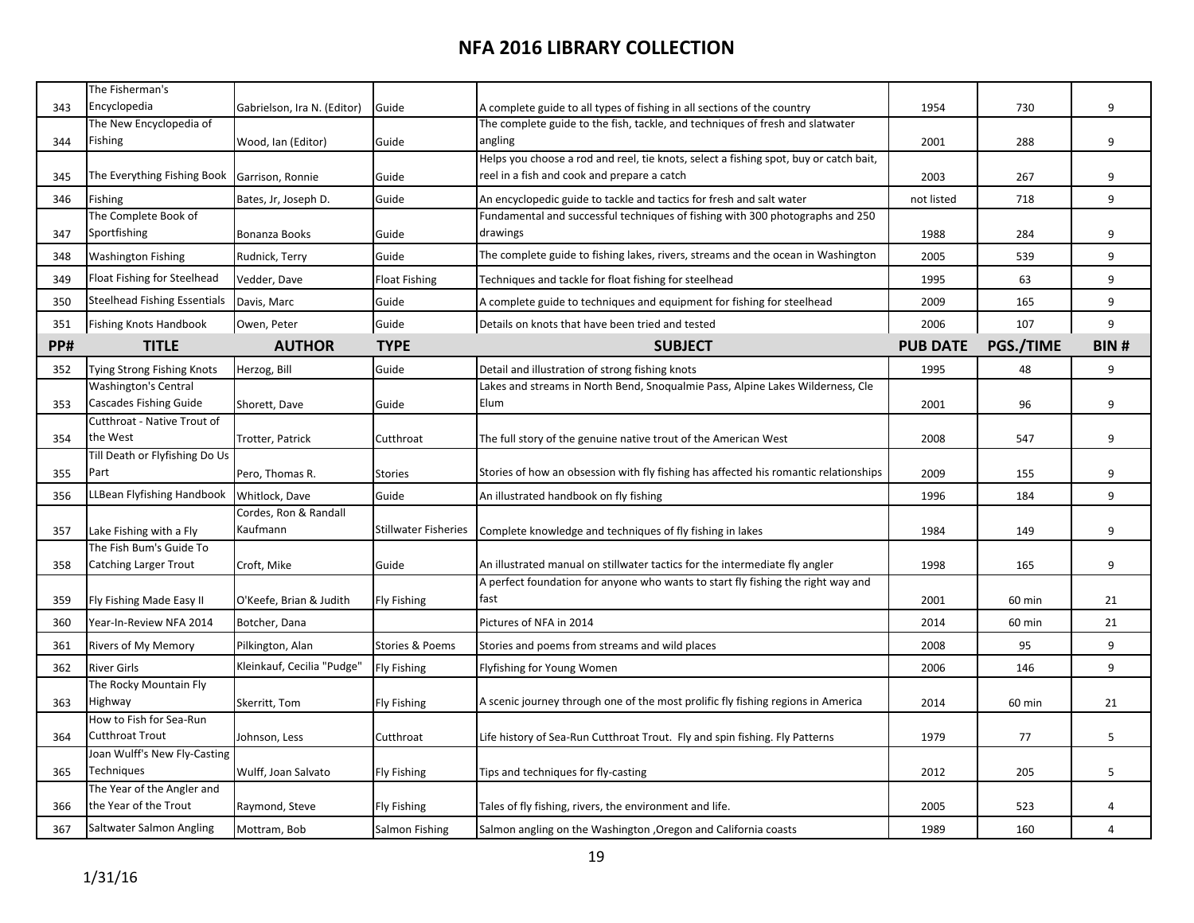# NFA 2016 LIBRARY COLLECTION

| PP# | TITLE | AUTHOR | TYPE | SUBJECT | PUB DATE | PGS./TIME | BIN # |
|---|---|---|---|---|---|---|---|
| 343 | The Fisherman's Encyclopedia | Gabrielson, Ira N. (Editor) | Guide | A complete guide to all types of fishing in all sections of the country | 1954 | 730 | 9 |
| 344 | The New Encyclopedia of Fishing | Wood, Ian (Editor) | Guide | The complete guide to the fish, tackle, and techniques of fresh and slatwater angling | 2001 | 288 | 9 |
| 345 | The Everything Fishing Book | Garrison, Ronnie | Guide | Helps you choose a rod and reel, tie knots, select a fishing spot, buy or catch bait, reel in a fish and cook and prepare a catch | 2003 | 267 | 9 |
| 346 | Fishing | Bates, Jr, Joseph D. | Guide | An encyclopedic guide to tackle and tactics for fresh and salt water | not listed | 718 | 9 |
| 347 | The Complete Book of Sportfishing | Bonanza Books | Guide | Fundamental and successful techniques of fishing with 300 photographs and 250 drawings | 1988 | 284 | 9 |
| 348 | Washington Fishing | Rudnick, Terry | Guide | The complete guide to fishing lakes, rivers, streams and the ocean in Washington | 2005 | 539 | 9 |
| 349 | Float Fishing for Steelhead | Vedder, Dave | Float Fishing | Techniques and tackle for float fishing for steelhead | 1995 | 63 | 9 |
| 350 | Steelhead Fishing Essentials | Davis, Marc | Guide | A complete guide to techniques and equipment for fishing for steelhead | 2009 | 165 | 9 |
| 351 | Fishing Knots Handbook | Owen, Peter | Guide | Details on knots that have been tried and tested | 2006 | 107 | 9 |
| 352 | Tying Strong Fishing Knots | Herzog, Bill | Guide | Detail and illustration of strong fishing knots | 1995 | 48 | 9 |
| 353 | Washington's Central Cascades Fishing Guide | Shorett, Dave | Guide | Lakes and streams in North Bend, Snoqualmie Pass, Alpine Lakes Wilderness, Cle Elum | 2001 | 96 | 9 |
| 354 | Cutthroat - Native Trout of the West | Trotter, Patrick | Cutthroat | The full story of the genuine native trout of the American West | 2008 | 547 | 9 |
| 355 | Till Death or Flyfishing Do Us Part | Pero, Thomas R. | Stories | Stories of how an obsession with fly fishing has affected his romantic relationships | 2009 | 155 | 9 |
| 356 | LLBean Flyfishing Handbook | Whitlock, Dave | Guide | An illustrated handbook on fly fishing | 1996 | 184 | 9 |
| 357 | Lake Fishing with a Fly | Cordes, Ron & Randall Kaufmann | Stillwater Fisheries | Complete knowledge and techniques of fly fishing in lakes | 1984 | 149 | 9 |
| 358 | The Fish Bum's Guide To Catching Larger Trout | Croft, Mike | Guide | An illustrated manual on stillwater tactics for the intermediate fly angler | 1998 | 165 | 9 |
| 359 | Fly Fishing Made Easy II | O'Keefe, Brian & Judith | Fly Fishing | A perfect foundation for anyone who wants to start fly fishing the right way and fast | 2001 | 60 min | 21 |
| 360 | Year-In-Review NFA 2014 | Botcher, Dana | | Pictures of NFA in 2014 | 2014 | 60 min | 21 |
| 361 | Rivers of My Memory | Pilkington, Alan | Stories & Poems | Stories and poems from streams and wild places | 2008 | 95 | 9 |
| 362 | River Girls | Kleinkauf, Cecilia "Pudge" | Fly Fishing | Flyfishing for Young Women | 2006 | 146 | 9 |
| 363 | The Rocky Mountain Fly Highway | Skerritt, Tom | Fly Fishing | A scenic journey through one of the most prolific fly fishing regions in America | 2014 | 60 min | 21 |
| 364 | How to Fish for Sea-Run Cutthroat Trout | Johnson, Less | Cutthroat | Life history of Sea-Run Cutthroat Trout. Fly and spin fishing. Fly Patterns | 1979 | 77 | 5 |
| 365 | Joan Wulff's New Fly-Casting Techniques | Wulff, Joan Salvato | Fly Fishing | Tips and techniques for fly-casting | 2012 | 205 | 5 |
| 366 | The Year of the Angler and the Year of the Trout | Raymond, Steve | Fly Fishing | Tales of fly fishing, rivers, the environment and life. | 2005 | 523 | 4 |
| 367 | Saltwater Salmon Angling | Mottram, Bob | Salmon Fishing | Salmon angling on the Washington ,Oregon and California coasts | 1989 | 160 | 4 |

1/31/16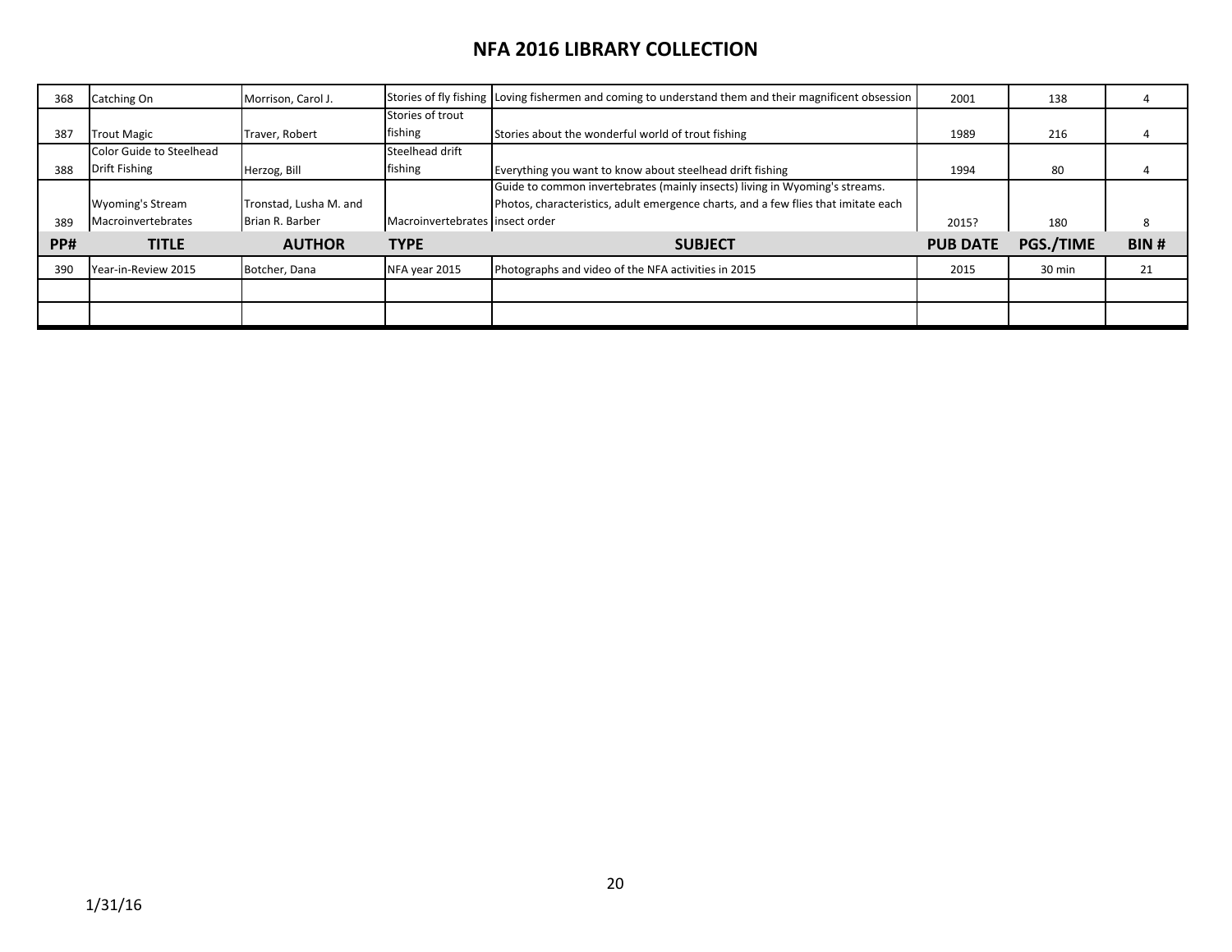# NFA 2016 LIBRARY COLLECTION

| PP# | TITLE | AUTHOR | TYPE | SUBJECT | PUB DATE | PGS./TIME | BIN # |
|---|---|---|---|---|---|---|---|
| 368 | Catching On | Morrison, Carol J. | Stories of fly fishing | Loving fishermen and coming to understand them and their magnificent obsession | 2001 | 138 | 4 |
| 387 | Trout Magic | Traver, Robert | Stories of trout fishing | Stories about the wonderful world of trout fishing | 1989 | 216 | 4 |
| 388 | Color Guide to Steelhead Drift Fishing | Herzog, Bill | Steelhead drift fishing | Everything you want to know about steelhead drift fishing | 1994 | 80 | 4 |
| 389 | Wyoming's Stream Macroinvertebrates | Tronstad, Lusha M. and Brian R. Barber | Macroinvertebrates | Guide to common invertebrates (mainly insects) living in Wyoming's streams. Photos, characteristics, adult emergence charts, and a few flies that imitate each insect order | 2015? | 180 | 8 |
| PP# | TITLE | AUTHOR | TYPE | SUBJECT | PUB DATE | PGS./TIME | BIN # |
| 390 | Year-in-Review 2015 | Botcher, Dana | NFA year 2015 | Photographs and video of the NFA activities in 2015 | 2015 | 30 min | 21 |
| | | | | | | | |
| | | | | | | | |

1/31/16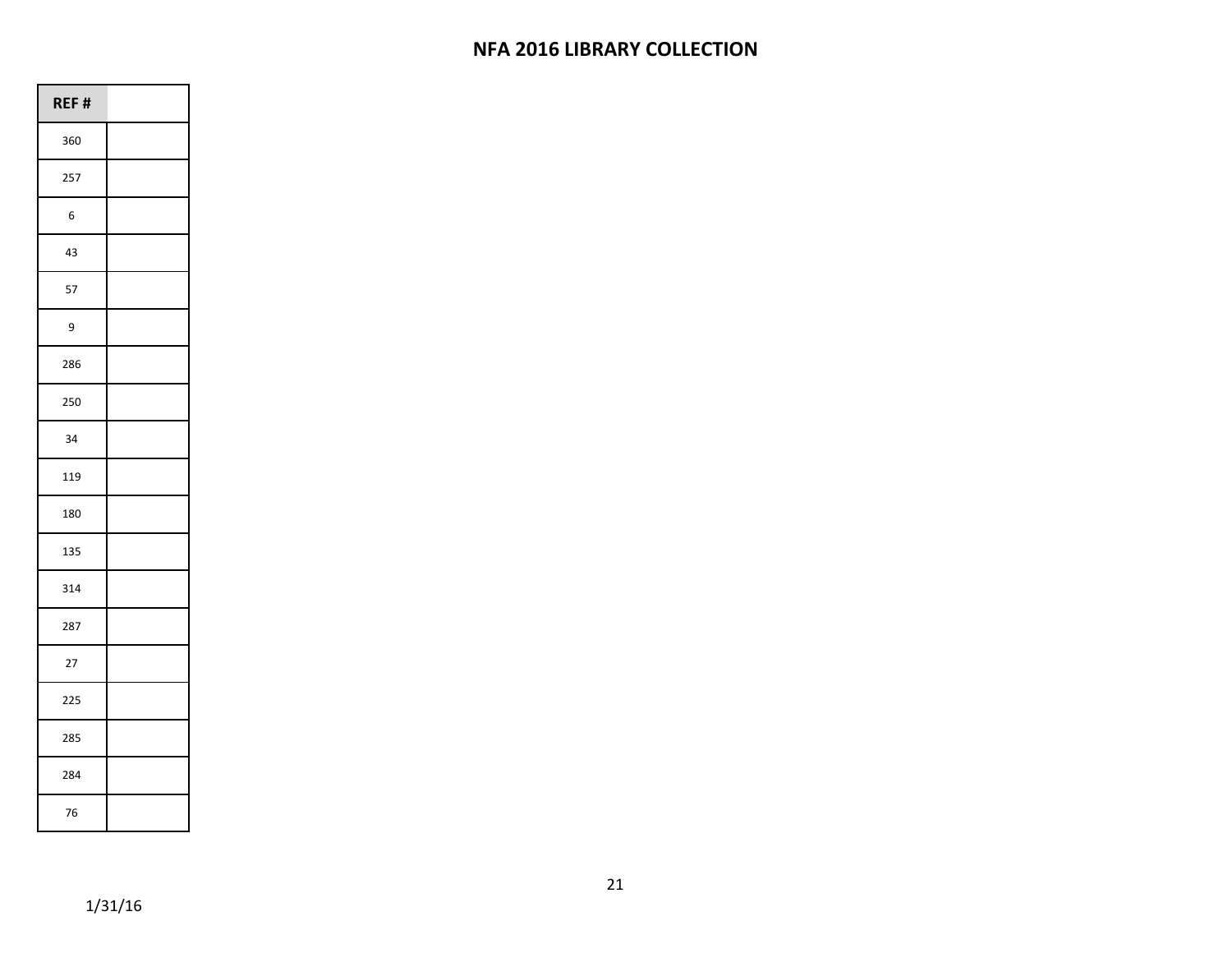## NFA 2016 LIBRARY COLLECTION

| REF # | |
|---|---|
| 360 | |
| 257 | |
| 6 | |
| 43 | |
| 57 | |
| 9 | |
| 286 | |
| 250 | |
| 34 | |
| 119 | |
| 180 | |
| 135 | |
| 314 | |
| 287 | |
| 27 | |
| 225 | |
| 285 | |
| 284 | |
| 76 | |

1/31/16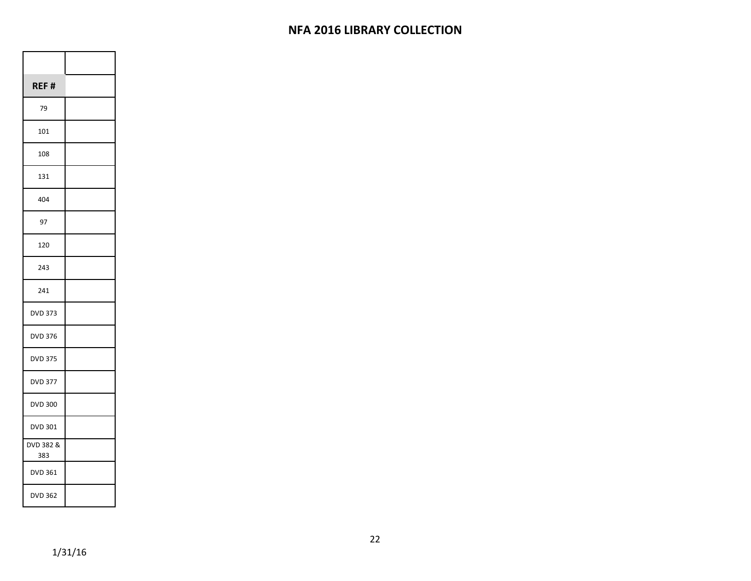# NFA 2016 LIBRARY COLLECTION

| | |
|---|---|
| **REF #** | |
| 79 | |
| 101 | |
| 108 | |
| 131 | |
| 404 | |
| 97 | |
| 120 | |
| 243 | |
| 241 | |
| DVD 373 | |
| DVD 376 | |
| DVD 375 | |
| DVD 377 | |
| DVD 300 | |
| DVD 301 | |
| DVD 382 & 383 | |
| DVD 361 | |
| DVD 362 | |

1/31/16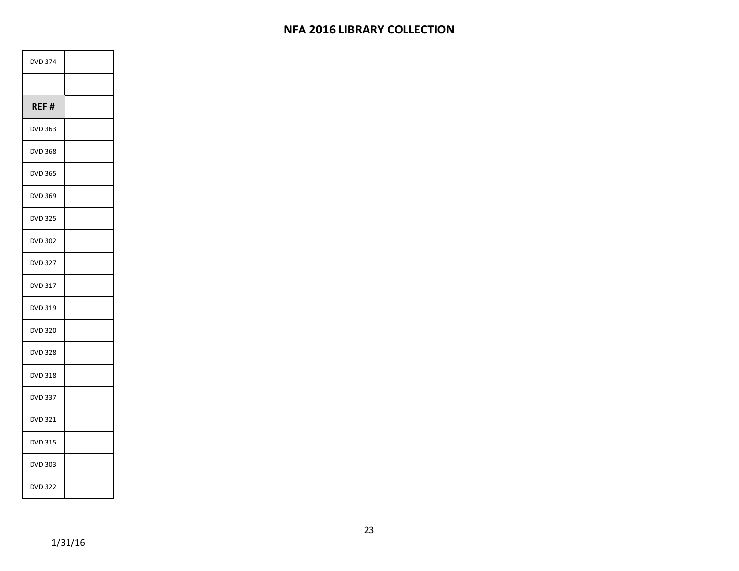# NFA 2016 LIBRARY COLLECTION

| | |
|---|---|
| DVD 374 | |
| | |
| **REF #** | |
| DVD 363 | |
| DVD 368 | |
| DVD 365 | |
| DVD 369 | |
| DVD 325 | |
| DVD 302 | |
| DVD 327 | |
| DVD 317 | |
| DVD 319 | |
| DVD 320 | |
| DVD 328 | |
| DVD 318 | |
| DVD 337 | |
| DVD 321 | |
| DVD 315 | |
| DVD 303 | |
| DVD 322 | |

1/31/16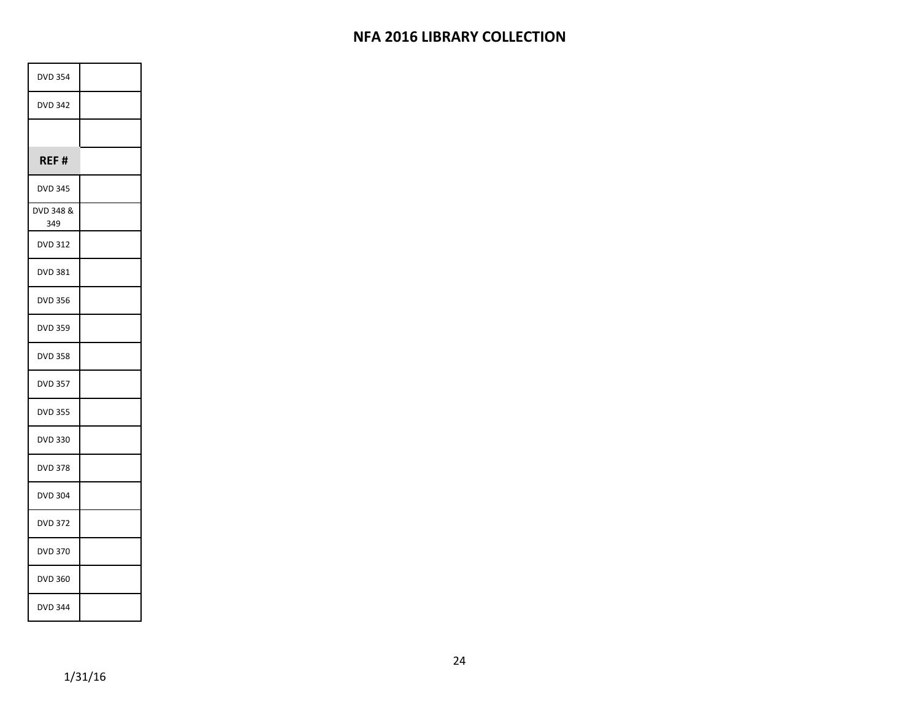# NFA 2016 LIBRARY COLLECTION

| | |
|---|---|
| DVD 354 | |
| DVD 342 | |
| | |
| **REF #** | |
| DVD 345 | |
| DVD 348 & 349 | |
| DVD 312 | |
| DVD 381 | |
| DVD 356 | |
| DVD 359 | |
| DVD 358 | |
| DVD 357 | |
| DVD 355 | |
| DVD 330 | |
| DVD 378 | |
| DVD 304 | |
| DVD 372 | |
| DVD 370 | |
| DVD 360 | |
| DVD 344 | |

1/31/16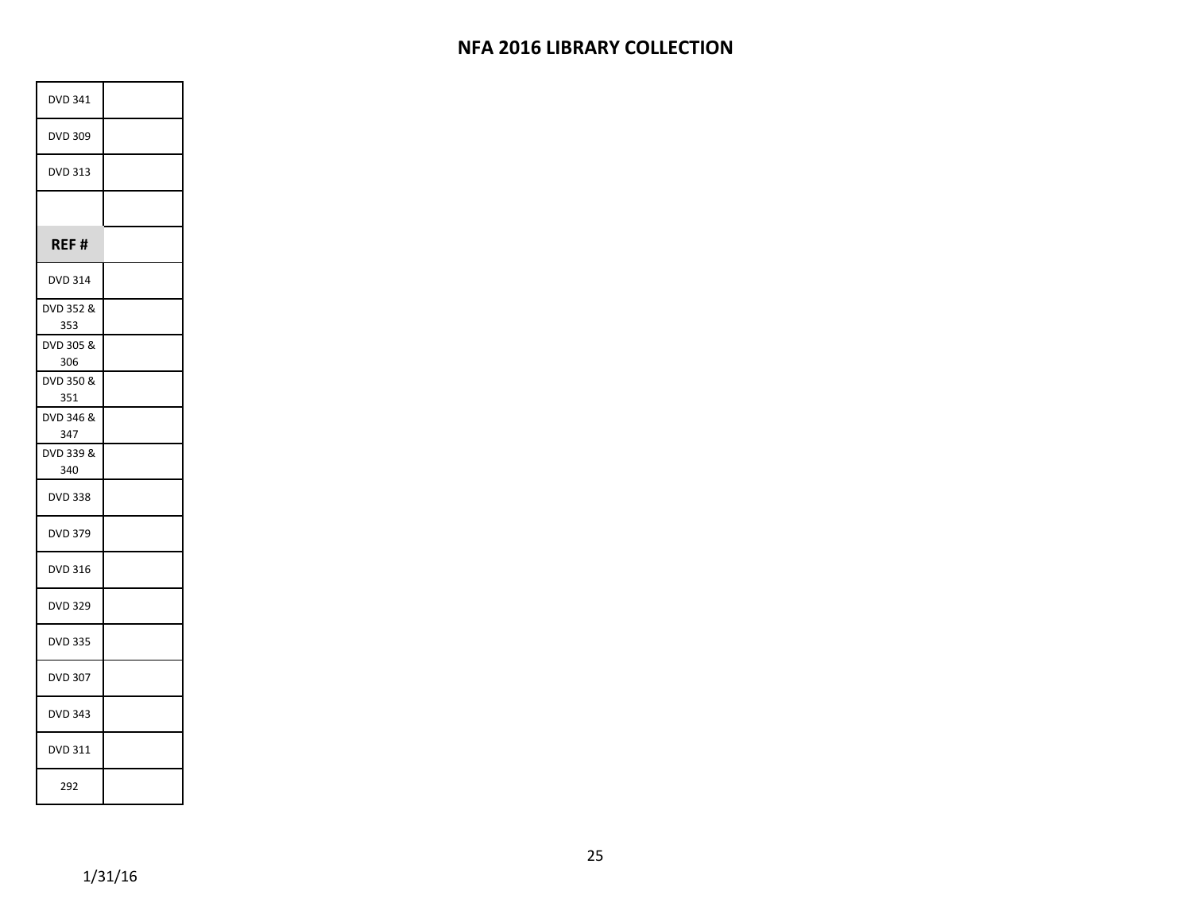# NFA 2016 LIBRARY COLLECTION

| | |
|---|---|
| DVD 341 | |
| DVD 309 | |
| DVD 313 | |
| | |
| **REF #** | |
| DVD 314 | |
| DVD 352 & 353 | |
| DVD 305 & 306 | |
| DVD 350 & 351 | |
| DVD 346 & 347 | |
| DVD 339 & 340 | |
| DVD 338 | |
| DVD 379 | |
| DVD 316 | |
| DVD 329 | |
| DVD 335 | |
| DVD 307 | |
| DVD 343 | |
| DVD 311 | |
| 292 | |

1/31/16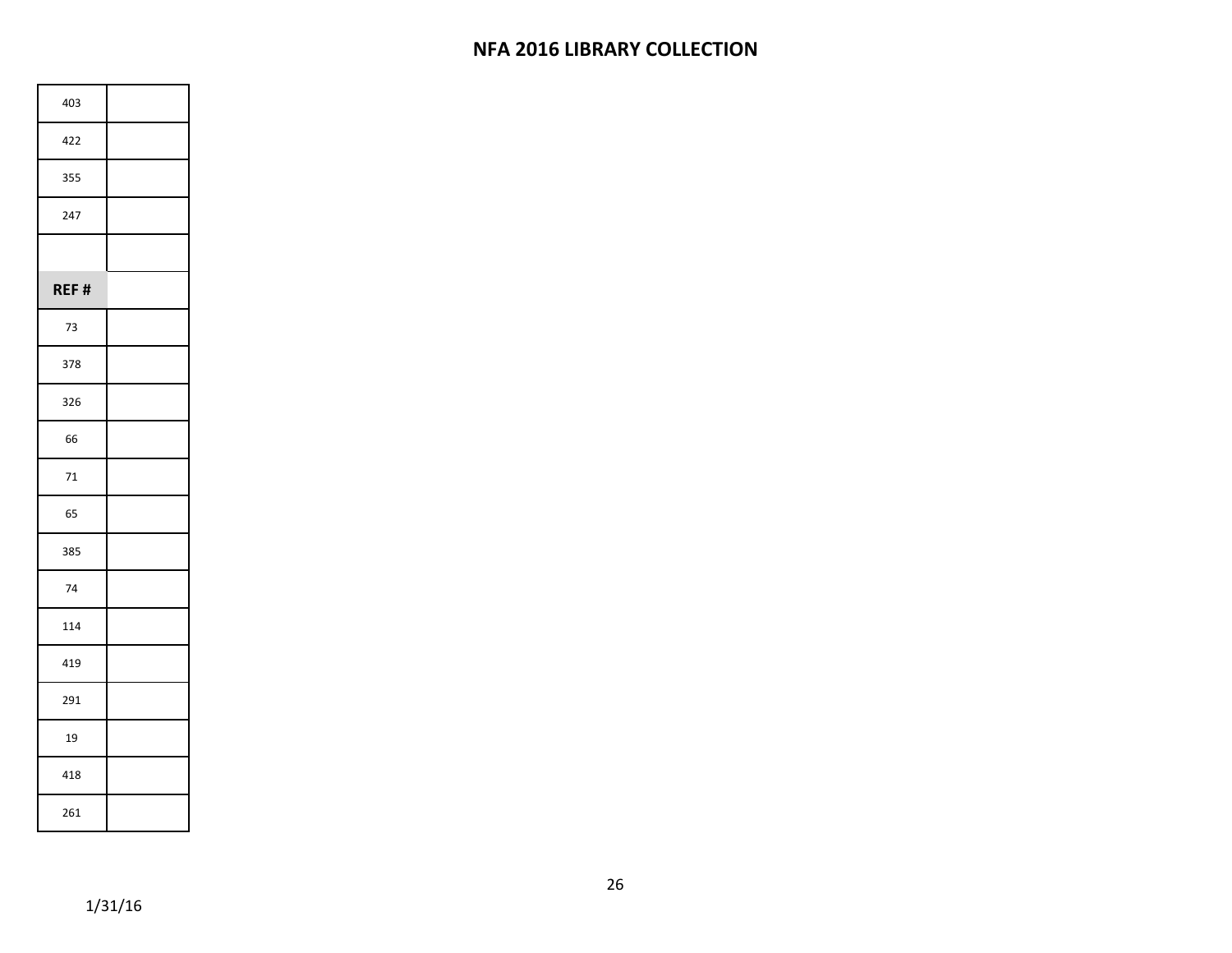# NFA 2016 LIBRARY COLLECTION

| | |
|---|---|
| 403 | |
| 422 | |
| 355 | |
| 247 | |
| | |
| **REF #** | |
| 73 | |
| 378 | |
| 326 | |
| 66 | |
| 71 | |
| 65 | |
| 385 | |
| 74 | |
| 114 | |
| 419 | |
| 291 | |
| 19 | |
| 418 | |
| 261 | |

1/31/16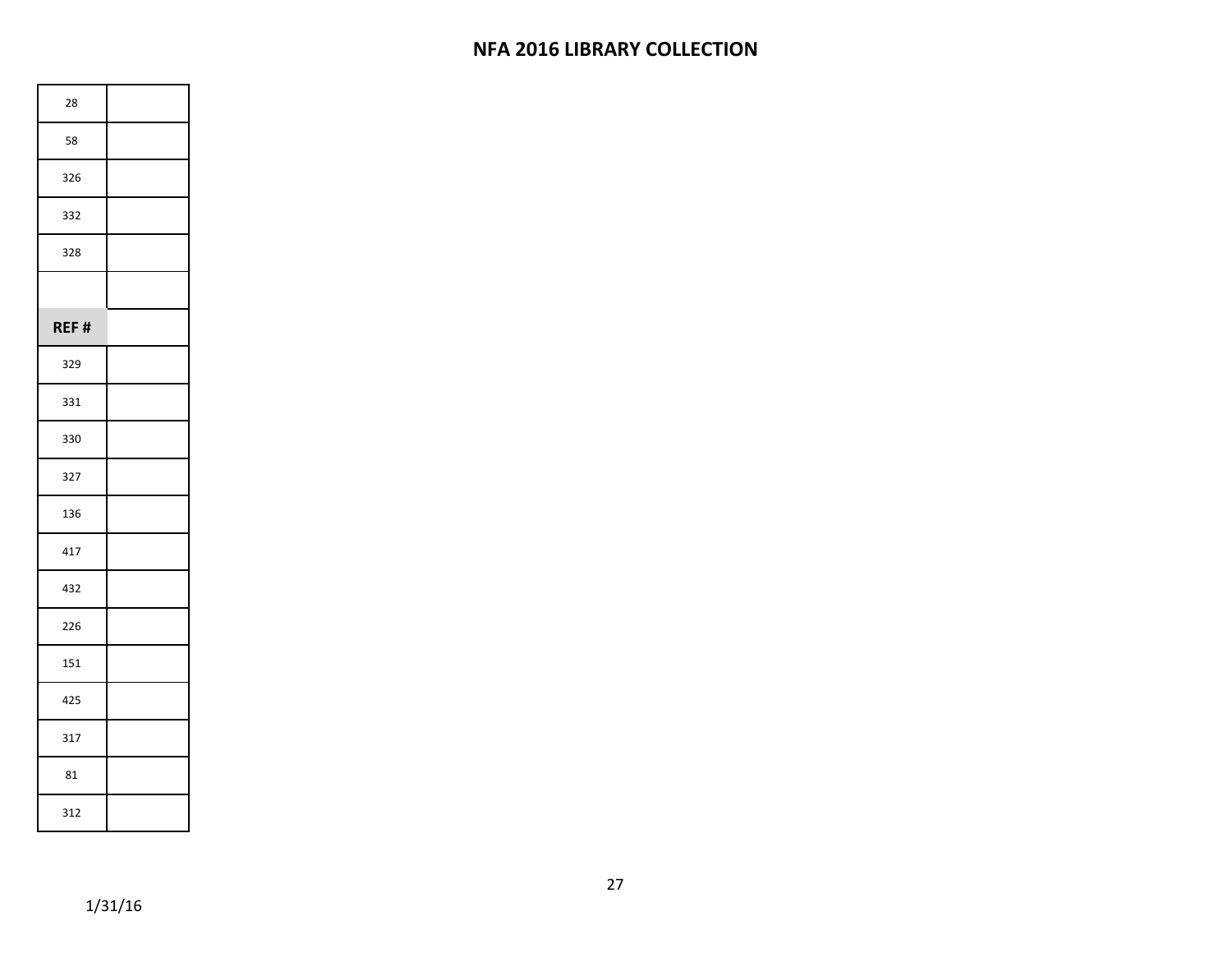# NFA 2016 LIBRARY COLLECTION

| | |
|---|---|
| 28 | |
| 58 | |
| 326 | |
| 332 | |
| 328 | |
| | |
| **REF #** | |
| 329 | |
| 331 | |
| 330 | |
| 327 | |
| 136 | |
| 417 | |
| 432 | |
| 226 | |
| 151 | |
| 425 | |
| 317 | |
| 81 | |
| 312 | |

1/31/16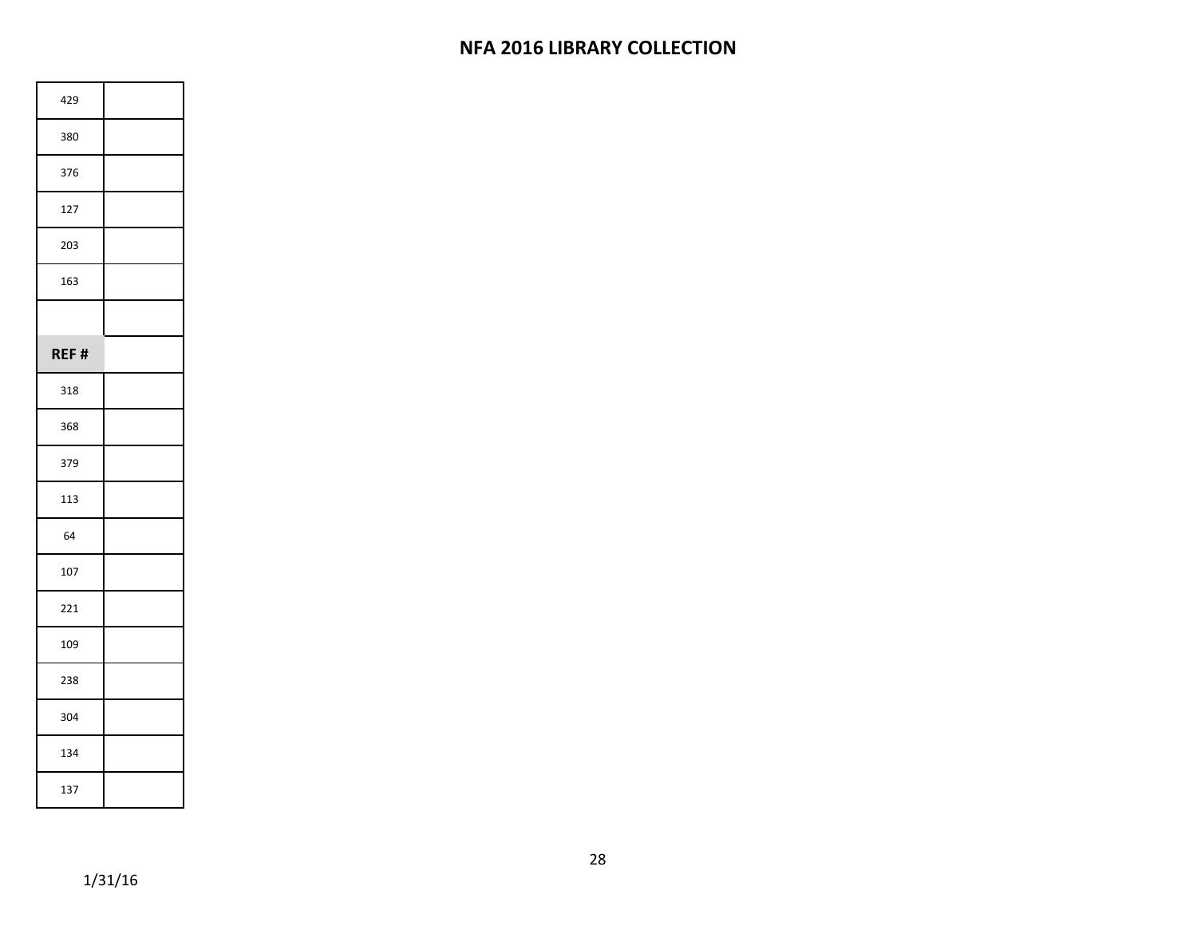# NFA 2016 LIBRARY COLLECTION

| | |
|---|---|
| 429 | |
| 380 | |
| 376 | |
| 127 | |
| 203 | |
| 163 | |
| | |
| **REF #** | |
| 318 | |
| 368 | |
| 379 | |
| 113 | |
| 64 | |
| 107 | |
| 221 | |
| 109 | |
| 238 | |
| 304 | |
| 134 | |
| 137 | |

1/31/16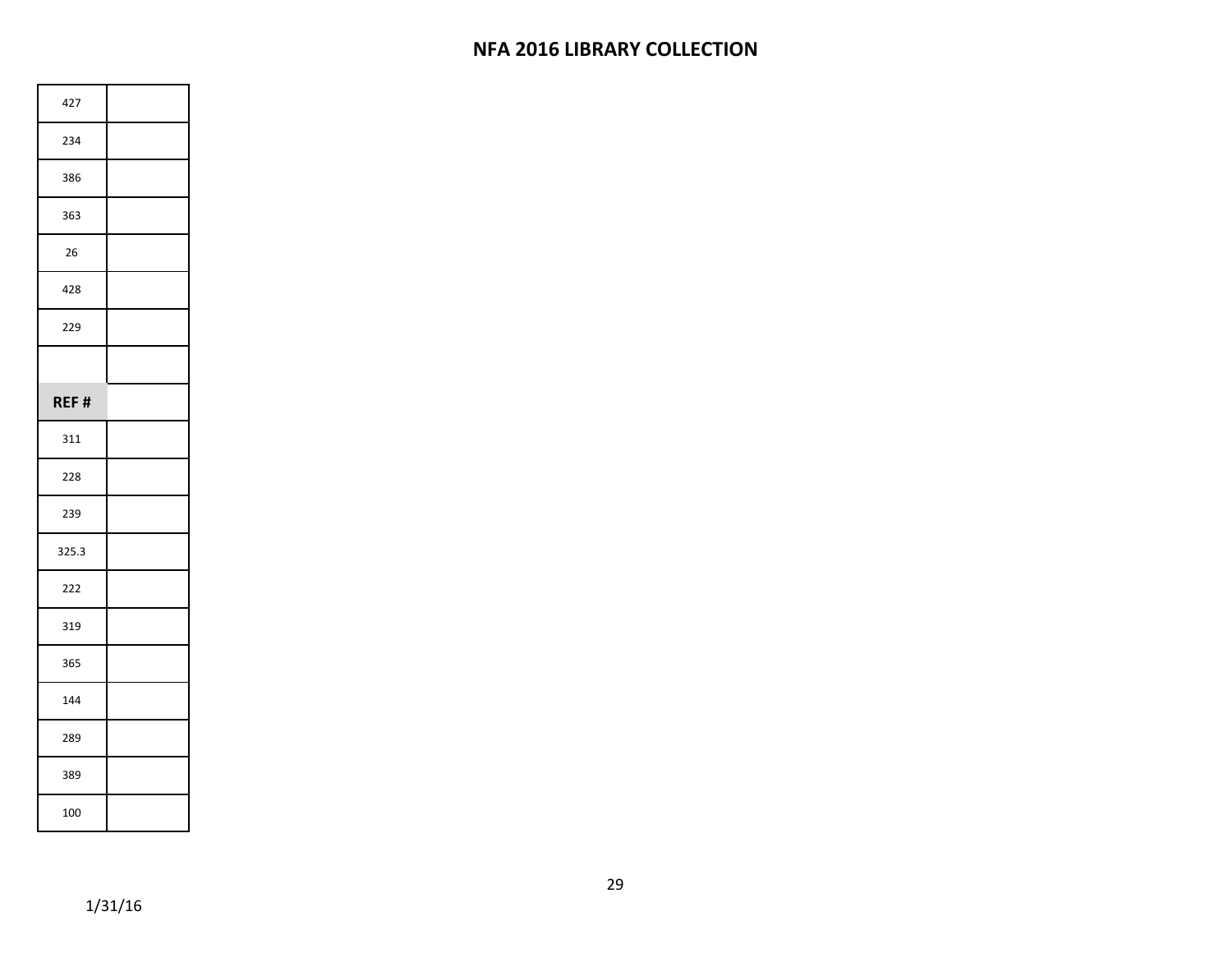# NFA 2016 LIBRARY COLLECTION

| | |
|---|---|
| 427 | |
| 234 | |
| 386 | |
| 363 | |
| 26 | |
| 428 | |
| 229 | |
| | |
| **REF #** | |
| 311 | |
| 228 | |
| 239 | |
| 325.3 | |
| 222 | |
| 319 | |
| 365 | |
| 144 | |
| 289 | |
| 389 | |
| 100 | |

1/31/16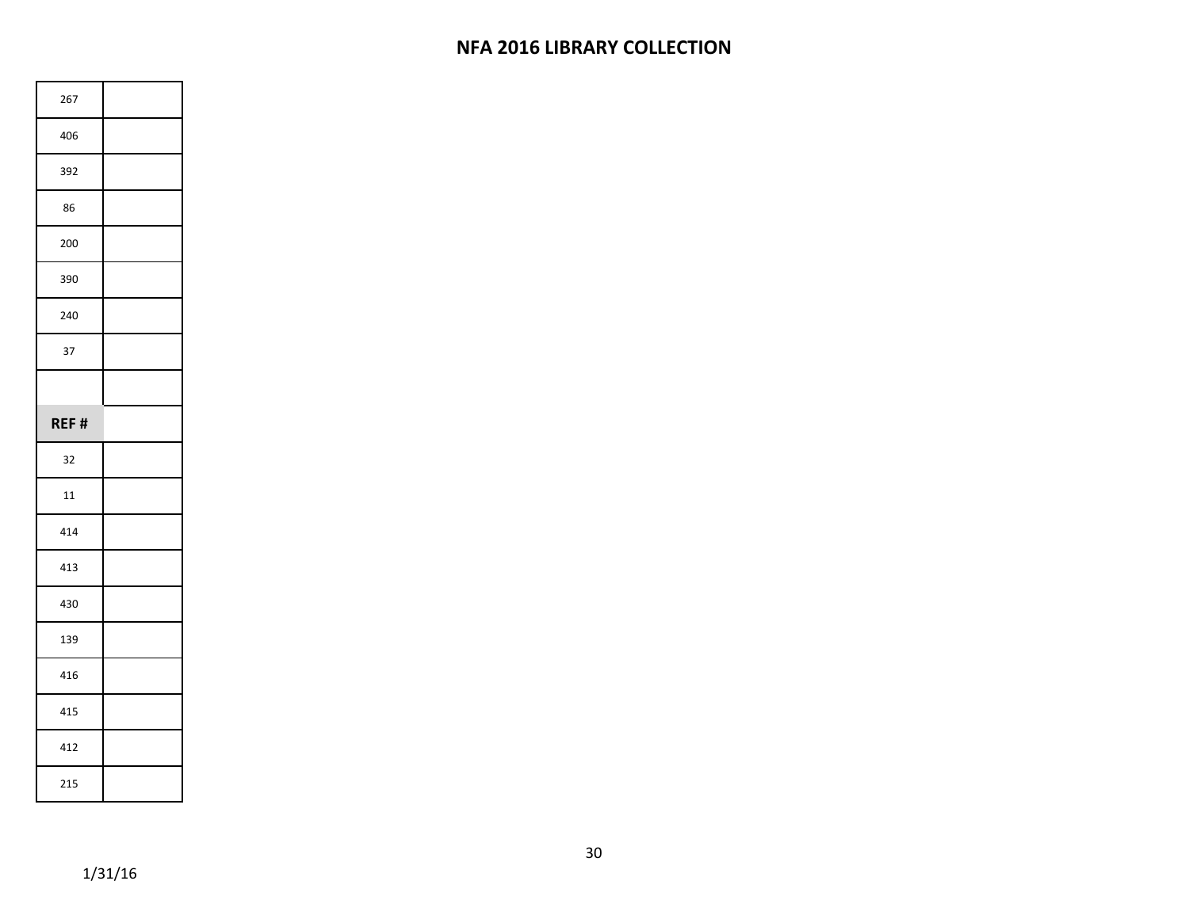# NFA 2016 LIBRARY COLLECTION

| | |
|---|---|
| 267 | |
| 406 | |
| 392 | |
| 86 | |
| 200 | |
| 390 | |
| 240 | |
| 37 | |
| | |
| **REF #** | |
| 32 | |
| 11 | |
| 414 | |
| 413 | |
| 430 | |
| 139 | |
| 416 | |
| 415 | |
| 412 | |
| 215 | |

1/31/16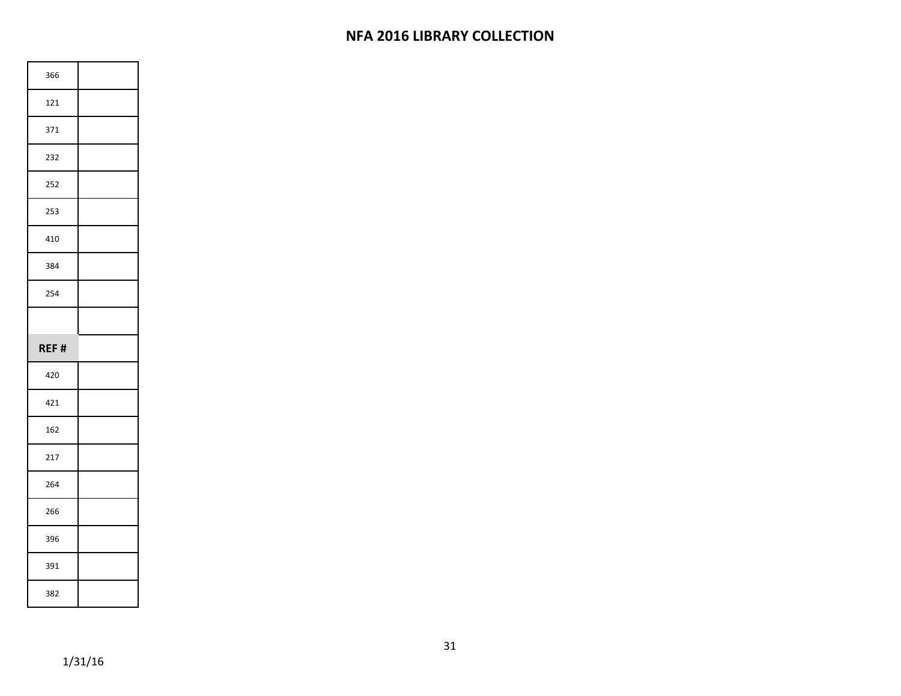# NFA 2016 LIBRARY COLLECTION

| | |
|---|---|
| 366 | |
| 121 | |
| 371 | |
| 232 | |
| 252 | |
| 253 | |
| 410 | |
| 384 | |
| 254 | |
| | |
| **REF #** | |
| 420 | |
| 421 | |
| 162 | |
| 217 | |
| 264 | |
| 266 | |
| 396 | |
| 391 | |
| 382 | |

1/31/16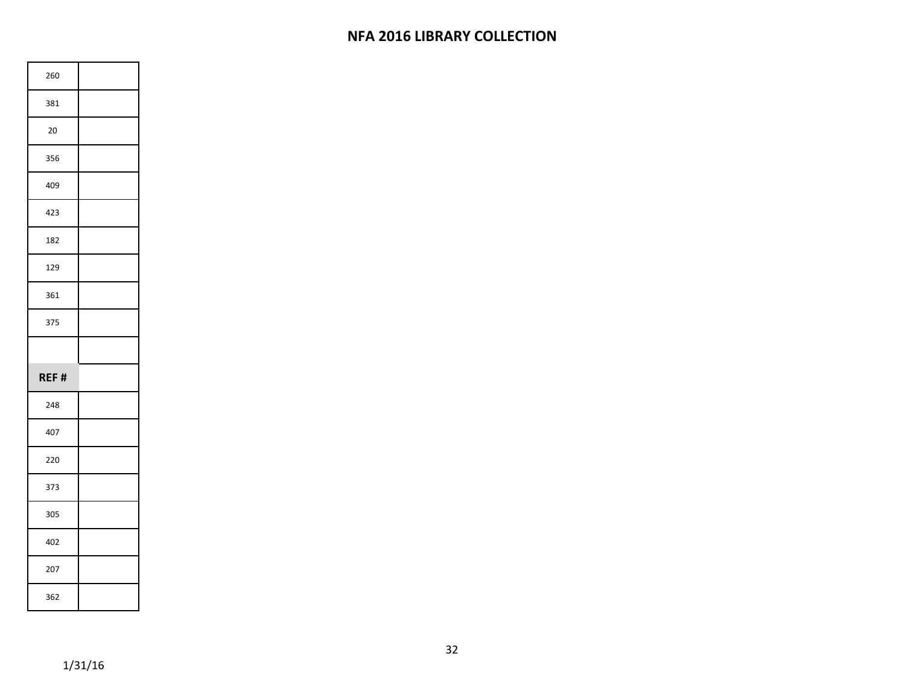# NFA 2016 LIBRARY COLLECTION

| | |
|---|---|
| 260 | |
| 381 | |
| 20 | |
| 356 | |
| 409 | |
| 423 | |
| 182 | |
| 129 | |
| 361 | |
| 375 | |
| | |
| **REF #** | |
| 248 | |
| 407 | |
| 220 | |
| 373 | |
| 305 | |
| 402 | |
| 207 | |
| 362 | |

1/31/16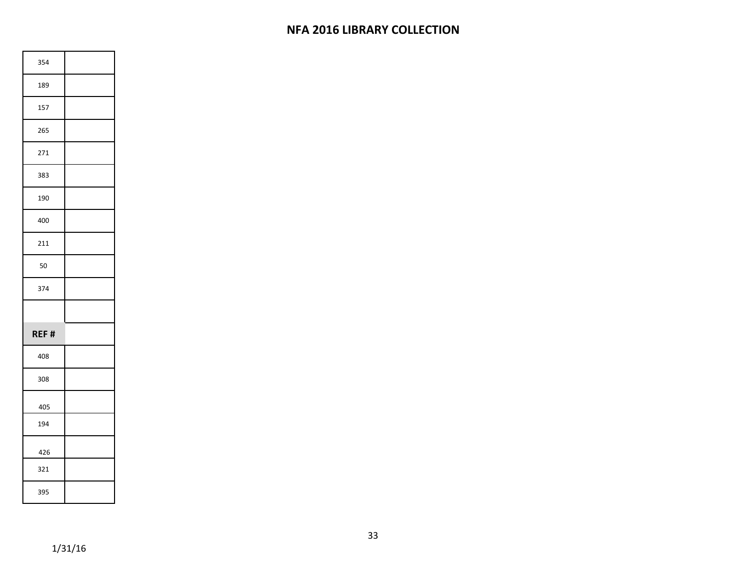# NFA 2016 LIBRARY COLLECTION

| | |
|---|---|
| 354 | |
| 189 | |
| 157 | |
| 265 | |
| 271 | |
| 383 | |
| 190 | |
| 400 | |
| 211 | |
| 50 | |
| 374 | |
| | |
| **REF #** | |
| 408 | |
| 308 | |
| 405 | |
| 194 | |
| 426 | |
| 321 | |
| 395 | |

1/31/16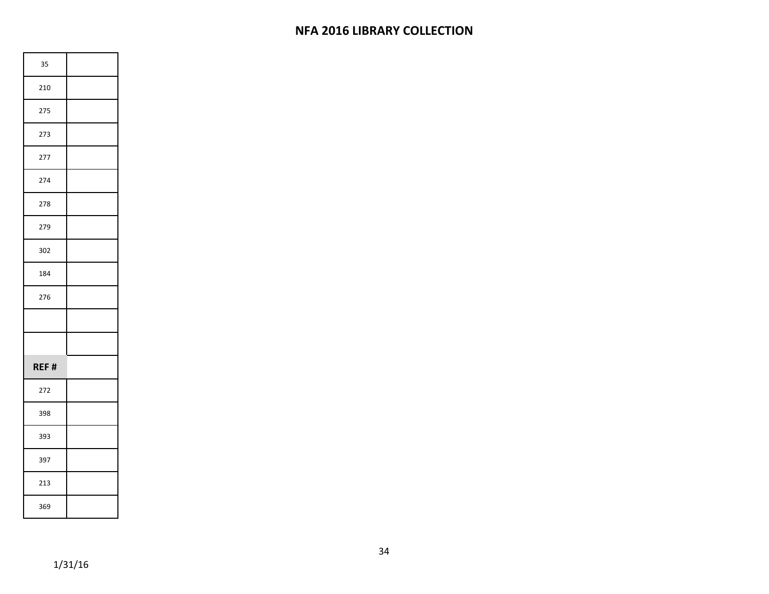# NFA 2016 LIBRARY COLLECTION

| | |
|---|---|
| 35 | |
| 210 | |
| 275 | |
| 273 | |
| 277 | |
| 274 | |
| 278 | |
| 279 | |
| 302 | |
| 184 | |
| 276 | |
| | |
| | |
| **REF #** | |
| 272 | |
| 398 | |
| 393 | |
| 397 | |
| 213 | |
| 369 | |

1/31/16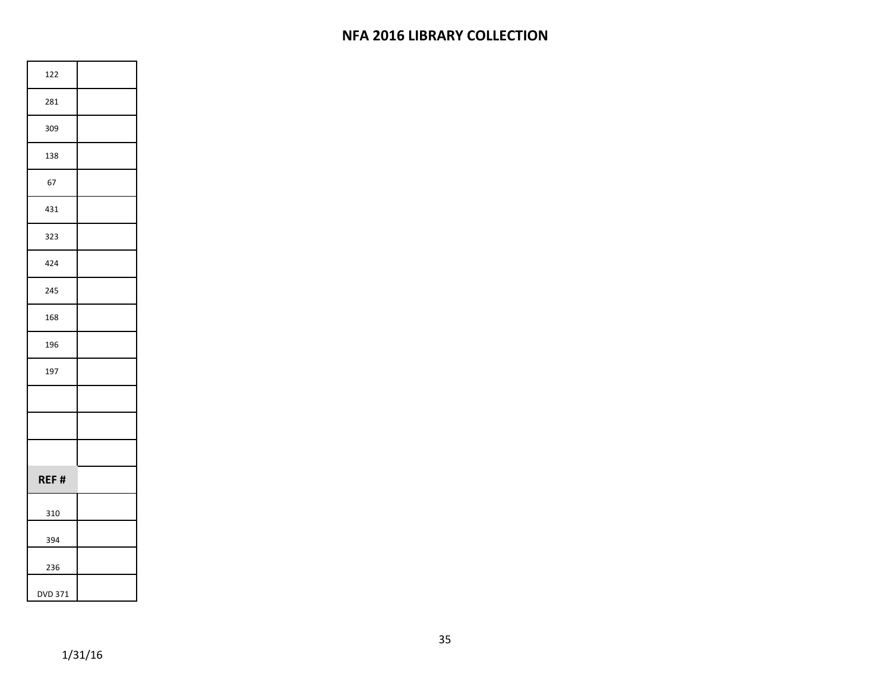## NFA 2016 LIBRARY COLLECTION

| | |
|---|---|
| 122 | |
| 281 | |
| 309 | |
| 138 | |
| 67 | |
| 431 | |
| 323 | |
| 424 | |
| 245 | |
| 168 | |
| 196 | |
| 197 | |
| | |
| | |
| | |
| **REF #** | |
| 310 | |
| 394 | |
| 236 | |
| DVD 371 | |

1/31/16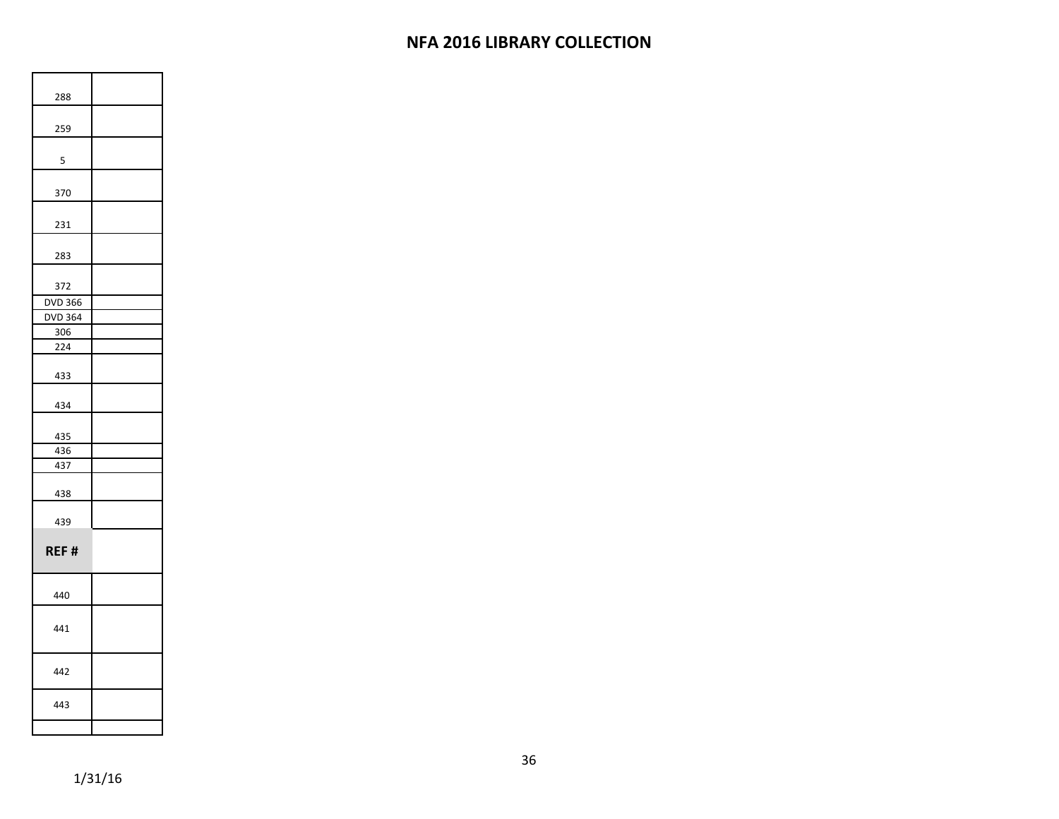# NFA 2016 LIBRARY COLLECTION

| | |
|---|---|
| 288 | |
| 259 | |
| 5 | |
| 370 | |
| 231 | |
| 283 | |
| 372 | |
| DVD 366 | |
| DVD 364 | |
| 306 | |
| 224 | |
| 433 | |
| 434 | |
| 435 | |
| 436 | |
| 437 | |
| 438 | |
| 439 | |
| **REF #** | |
| 440 | |
| 441 | |
| 442 | |
| 443 | |
| | |

1/31/16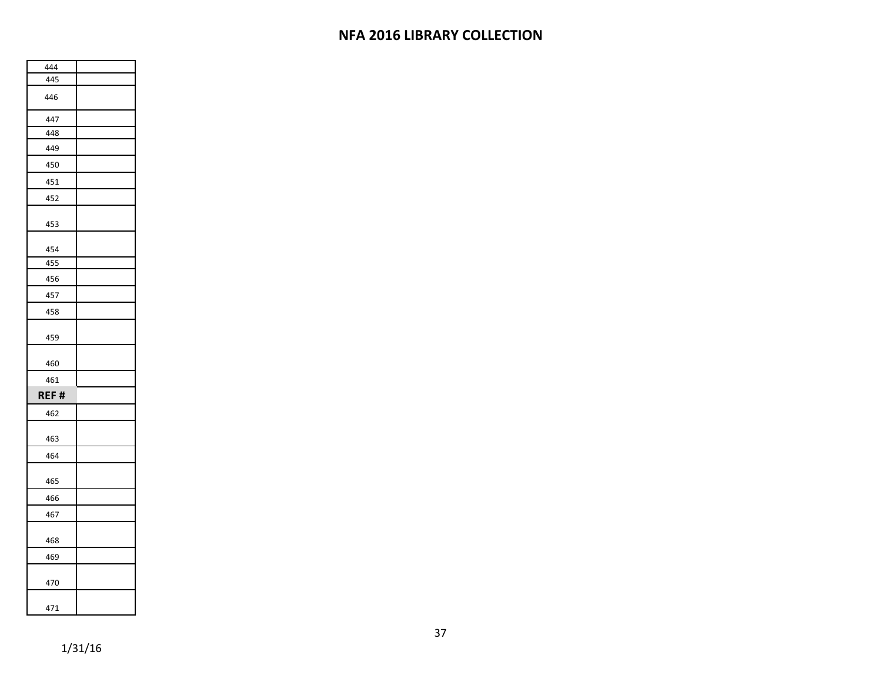# NFA 2016 LIBRARY COLLECTION

| | |
|---|---|
| 444 | |
| 445 | |
| 446 | |
| 447 | |
| 448 | |
| 449 | |
| 450 | |
| 451 | |
| 452 | |
| 453 | |
| 454 | |
| 455 | |
| 456 | |
| 457 | |
| 458 | |
| 459 | |
| 460 | |
| 461 | |
| **REF #** | |
| 462 | |
| 463 | |
| 464 | |
| 465 | |
| 466 | |
| 467 | |
| 468 | |
| 469 | |
| 470 | |
| 471 | |

1/31/16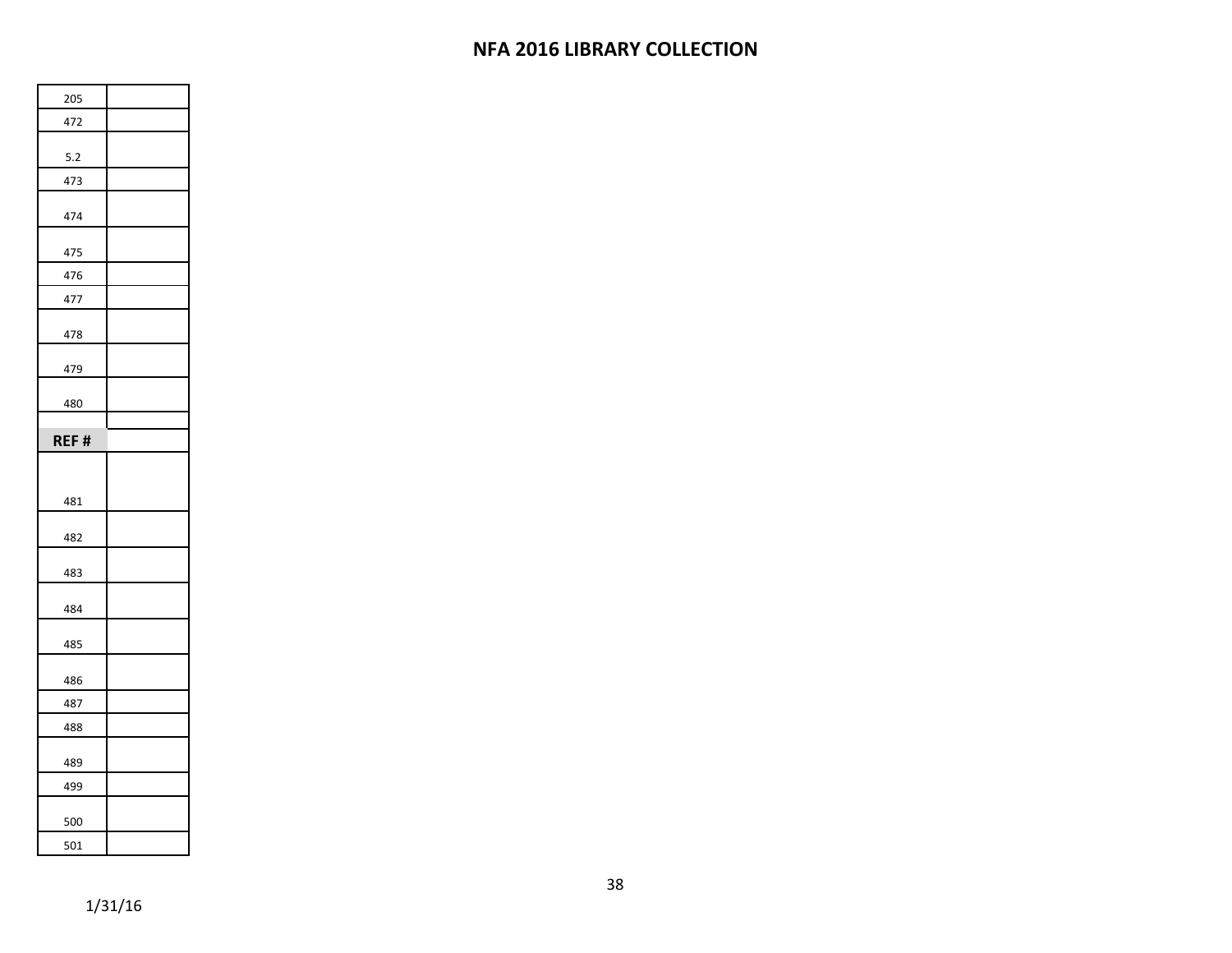# NFA 2016 LIBRARY COLLECTION

| | |
|---|---|
| 205 | |
| 472 | |
| 5.2 | |
| 473 | |
| 474 | |
| 475 | |
| 476 | |
| 477 | |
| 478 | |
| 479 | |
| 480 | |
| | |
| **REF #** | |
| 481 | |
| 482 | |
| 483 | |
| 484 | |
| 485 | |
| 486 | |
| 487 | |
| 488 | |
| 489 | |
| 499 | |
| 500 | |
| 501 | |

1/31/16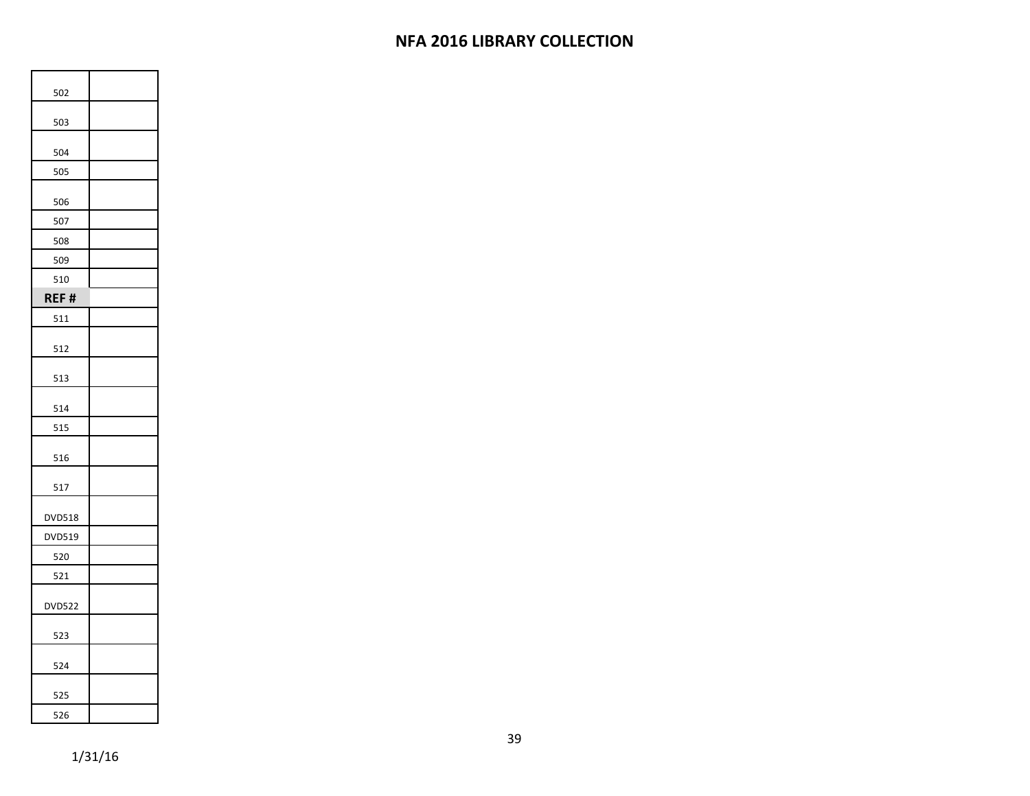# NFA 2016 LIBRARY COLLECTION

| | |
|---|---|
| 502 | |
| 503 | |
| 504 | |
| 505 | |
| 506 | |
| 507 | |
| 508 | |
| 509 | |
| 510 | |
| **REF #** | |
| 511 | |
| 512 | |
| 513 | |
| 514 | |
| 515 | |
| 516 | |
| 517 | |
| DVD518 | |
| DVD519 | |
| 520 | |
| 521 | |
| DVD522 | |
| 523 | |
| 524 | |
| 525 | |
| 526 | |

1/31/16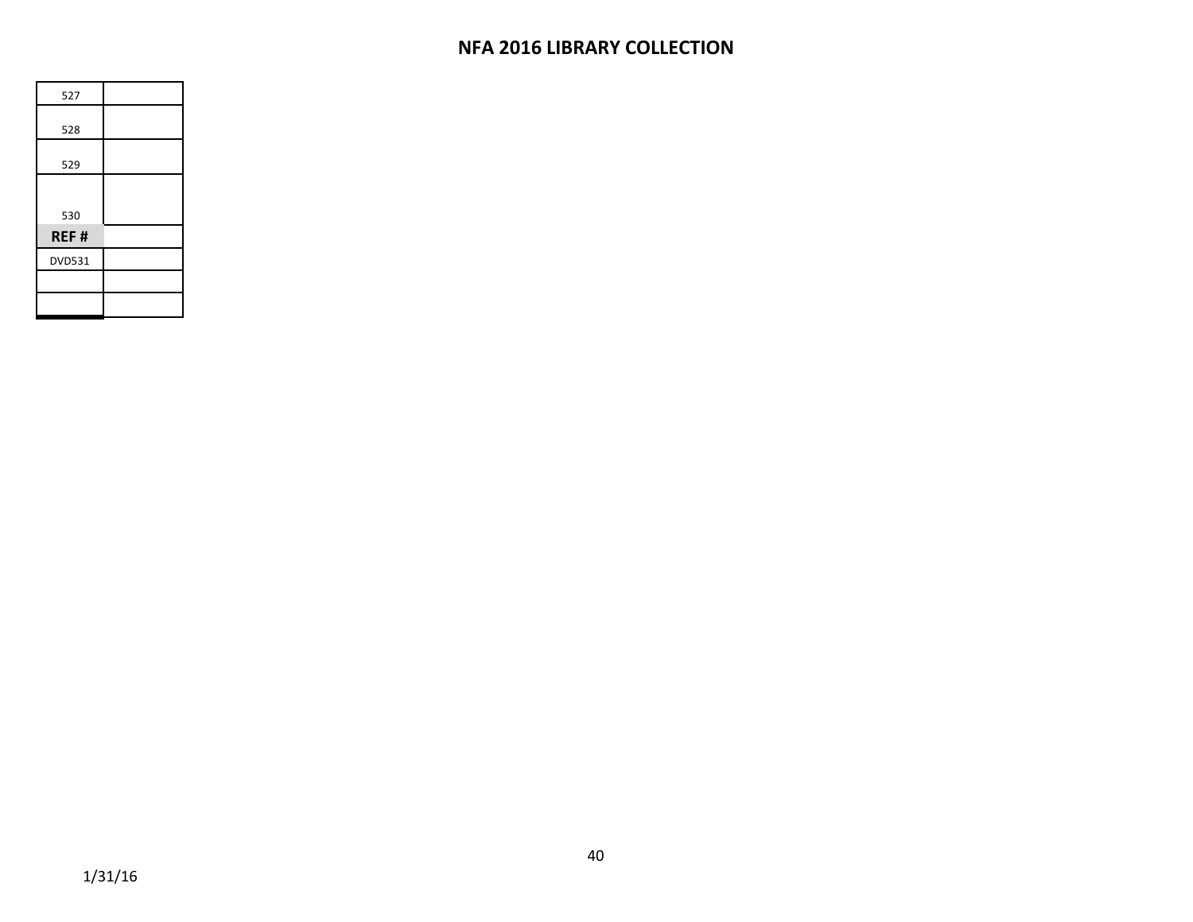# NFA 2016 LIBRARY COLLECTION

| | |
|---|---|
| 527 | |
| 528 | |
| 529 | |
| 530 | |
| **REF #** | |
| DVD531 | |
| | |
| | |

1/31/16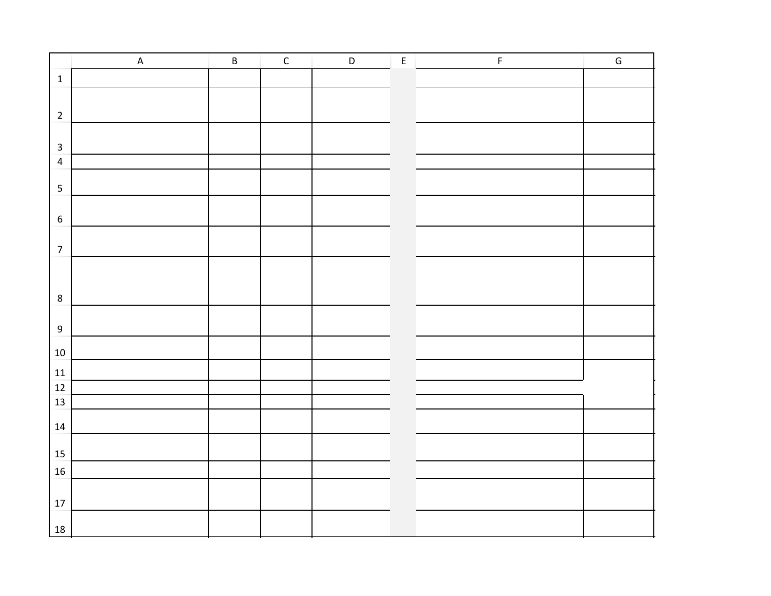| | A | B | C | D | E | F | G |
|---|---|---|---|---|---|---|---|
| 1 | | | | | | | |
| 2 | | | | | | | |
| 3 | | | | | | | |
| 4 | | | | | | | |
| 5 | | | | | | | |
| 6 | | | | | | | |
| 7 | | | | | | | |
| 8 | | | | | | | |
| 9 | | | | | | | |
| 10 | | | | | | | |
| 11 | | | | | | | |
| 12 | | | | | | | |
| 13 | | | | | | | |
| 14 | | | | | | | |
| 15 | | | | | | | |
| 16 | | | | | | | |
| 17 | | | | | | | |
| 18 | | | | | | | |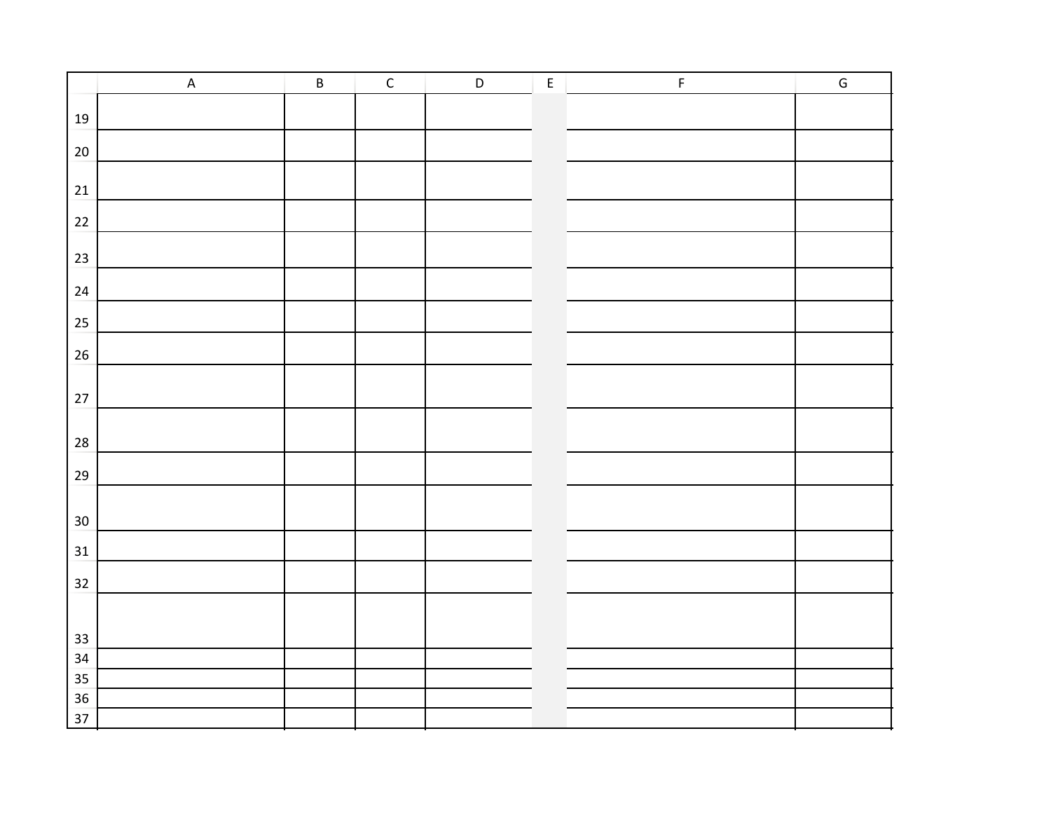| | A | B | C | D | E | F | G |
|---|---|---|---|---|---|---|---|
| 19 | | | | | | | |
| 20 | | | | | | | |
| 21 | | | | | | | |
| 22 | | | | | | | |
| 23 | | | | | | | |
| 24 | | | | | | | |
| 25 | | | | | | | |
| 26 | | | | | | | |
| 27 | | | | | | | |
| 28 | | | | | | | |
| 29 | | | | | | | |
| 30 | | | | | | | |
| 31 | | | | | | | |
| 32 | | | | | | | |
| 33 | | | | | | | |
| 34 | | | | | | | |
| 35 | | | | | | | |
| 36 | | | | | | | |
| 37 | | | | | | | |